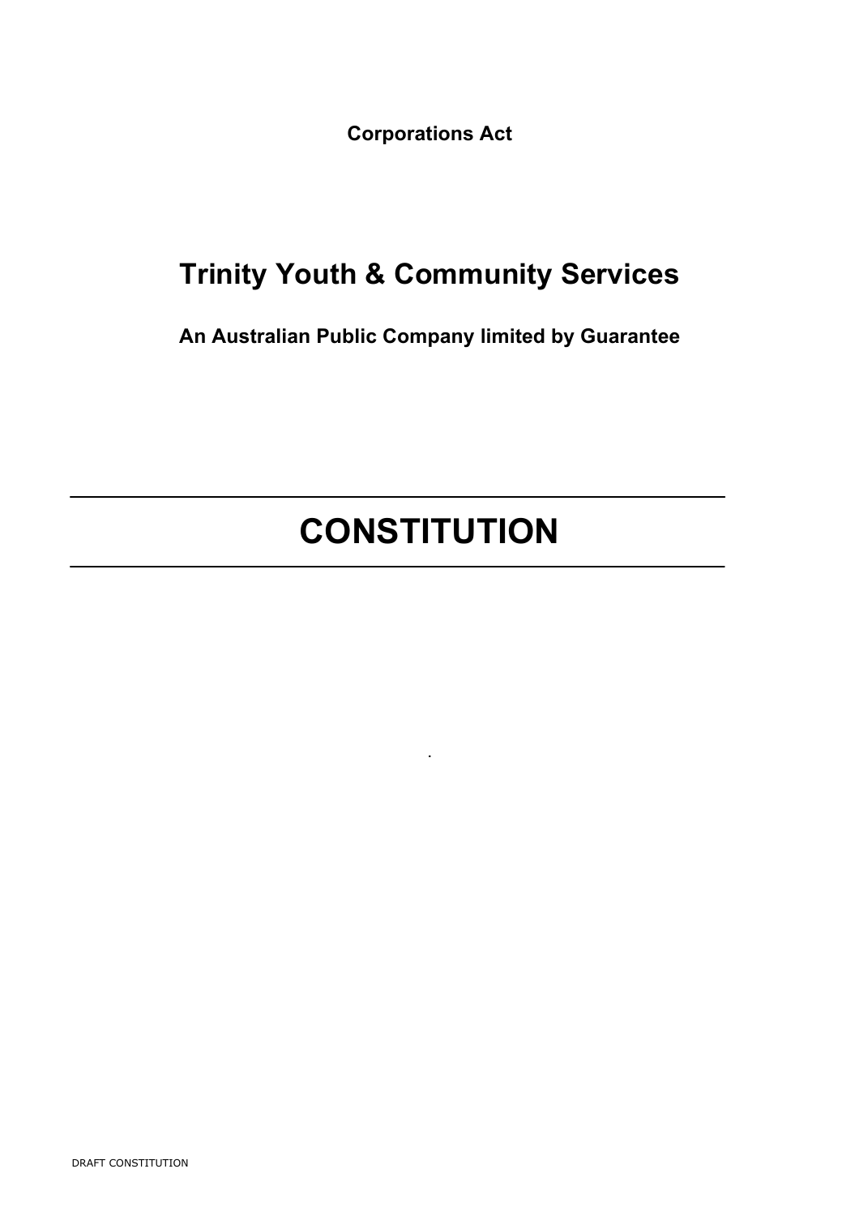**Corporations Act**

# Trinity Youth & Community Services

**An Australian Public Company limited by Guarantee**

---

# CONSTITUTION

---

.

DRAFT CONSTITUTION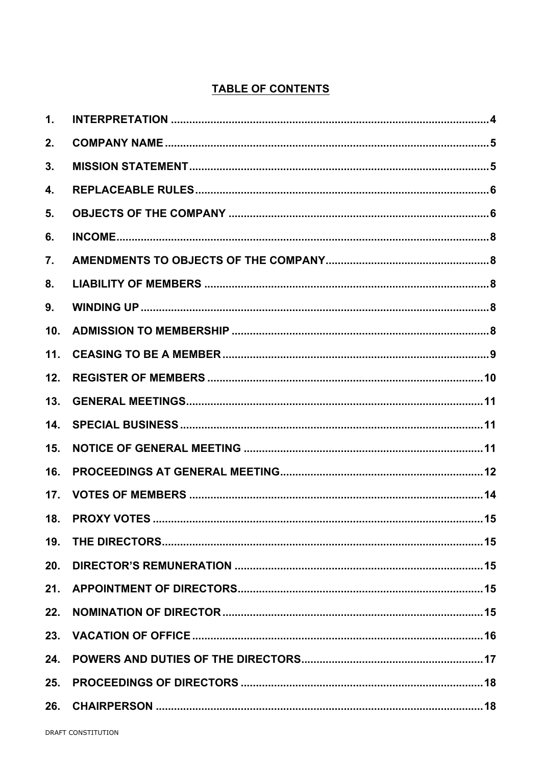# TABLE OF CONTENTS

| | | |
|---|---|---|
| 1. | INTERPRETATION | 4 |
| 2. | COMPANY NAME | 5 |
| 3. | MISSION STATEMENT | 5 |
| 4. | REPLACEABLE RULES | 6 |
| 5. | OBJECTS OF THE COMPANY | 6 |
| 6. | INCOME | 8 |
| 7. | AMENDMENTS TO OBJECTS OF THE COMPANY | 8 |
| 8. | LIABILITY OF MEMBERS | 8 |
| 9. | WINDING UP | 8 |
| 10. | ADMISSION TO MEMBERSHIP | 8 |
| 11. | CEASING TO BE A MEMBER | 9 |
| 12. | REGISTER OF MEMBERS | 10 |
| 13. | GENERAL MEETINGS | 11 |
| 14. | SPECIAL BUSINESS | 11 |
| 15. | NOTICE OF GENERAL MEETING | 11 |
| 16. | PROCEEDINGS AT GENERAL MEETING | 12 |
| 17. | VOTES OF MEMBERS | 14 |
| 18. | PROXY VOTES | 15 |
| 19. | THE DIRECTORS | 15 |
| 20. | DIRECTOR'S REMUNERATION | 15 |
| 21. | APPOINTMENT OF DIRECTORS | 15 |
| 22. | NOMINATION OF DIRECTOR | 15 |
| 23. | VACATION OF OFFICE | 16 |
| 24. | POWERS AND DUTIES OF THE DIRECTORS | 17 |
| 25. | PROCEEDINGS OF DIRECTORS | 18 |
| 26. | CHAIRPERSON | 18 |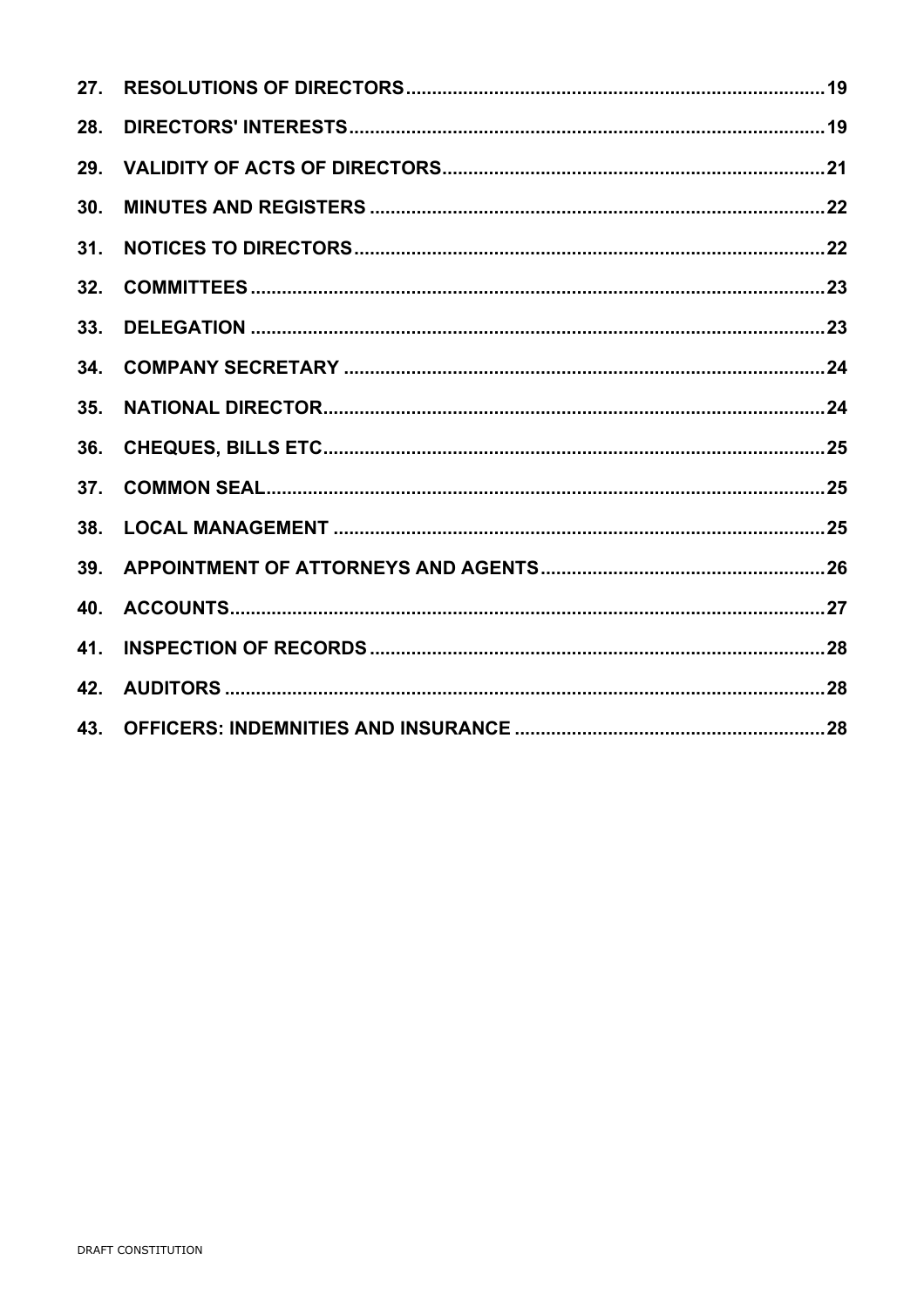| | | |
|---|---|---|
| 27. | RESOLUTIONS OF DIRECTORS | 19 |
| 28. | DIRECTORS' INTERESTS | 19 |
| 29. | VALIDITY OF ACTS OF DIRECTORS | 21 |
| 30. | MINUTES AND REGISTERS | 22 |
| 31. | NOTICES TO DIRECTORS | 22 |
| 32. | COMMITTEES | 23 |
| 33. | DELEGATION | 23 |
| 34. | COMPANY SECRETARY | 24 |
| 35. | NATIONAL DIRECTOR | 24 |
| 36. | CHEQUES, BILLS ETC | 25 |
| 37. | COMMON SEAL | 25 |
| 38. | LOCAL MANAGEMENT | 25 |
| 39. | APPOINTMENT OF ATTORNEYS AND AGENTS | 26 |
| 40. | ACCOUNTS | 27 |
| 41. | INSPECTION OF RECORDS | 28 |
| 42. | AUDITORS | 28 |
| 43. | OFFICERS: INDEMNITIES AND INSURANCE | 28 |

DRAFT CONSTITUTION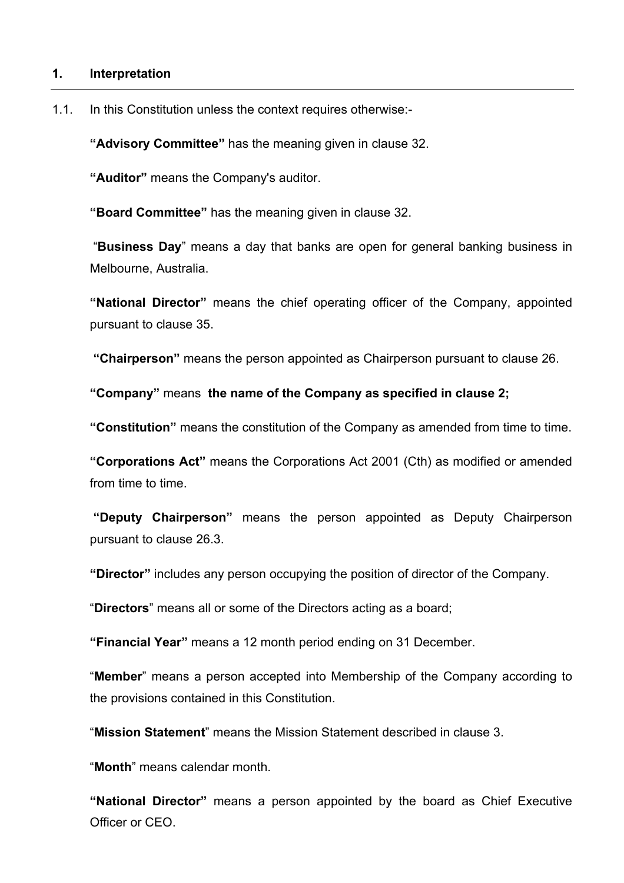## 1. Interpretation

1.1. In this Constitution unless the context requires otherwise:-

**"Advisory Committee"** has the meaning given in clause 32.

**"Auditor"** means the Company's auditor.

**"Board Committee"** has the meaning given in clause 32.

"**Business Day**" means a day that banks are open for general banking business in Melbourne, Australia.

**"National Director"** means the chief operating officer of the Company, appointed pursuant to clause 35.

**"Chairperson"** means the person appointed as Chairperson pursuant to clause 26.

**"Company"** means **the name of the Company as specified in clause 2;**

**"Constitution"** means the constitution of the Company as amended from time to time.

**"Corporations Act"** means the Corporations Act 2001 (Cth) as modified or amended from time to time.

**"Deputy Chairperson"** means the person appointed as Deputy Chairperson pursuant to clause 26.3.

**"Director"** includes any person occupying the position of director of the Company.

"**Directors**" means all or some of the Directors acting as a board;

**"Financial Year"** means a 12 month period ending on 31 December.

"**Member**" means a person accepted into Membership of the Company according to the provisions contained in this Constitution.

"**Mission Statement**" means the Mission Statement described in clause 3.

"**Month**" means calendar month.

**"National Director"** means a person appointed by the board as Chief Executive Officer or CEO.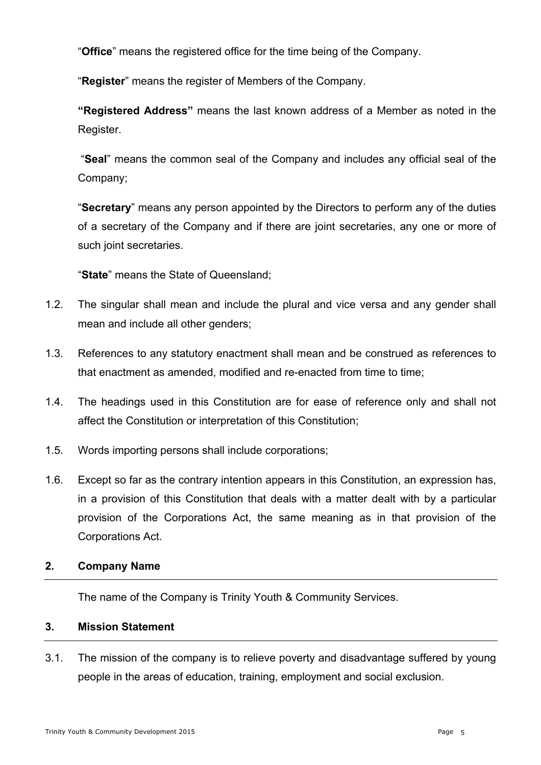"**Office**" means the registered office for the time being of the Company.

"**Register**" means the register of Members of the Company.

**"Registered Address"** means the last known address of a Member as noted in the Register.

"**Seal**" means the common seal of the Company and includes any official seal of the Company;

"**Secretary**" means any person appointed by the Directors to perform any of the duties of a secretary of the Company and if there are joint secretaries, any one or more of such joint secretaries.

"**State**" means the State of Queensland;

1.2. The singular shall mean and include the plural and vice versa and any gender shall mean and include all other genders;

1.3. References to any statutory enactment shall mean and be construed as references to that enactment as amended, modified and re-enacted from time to time;

1.4. The headings used in this Constitution are for ease of reference only and shall not affect the Constitution or interpretation of this Constitution;

1.5. Words importing persons shall include corporations;

1.6. Except so far as the contrary intention appears in this Constitution, an expression has, in a provision of this Constitution that deals with a matter dealt with by a particular provision of the Corporations Act, the same meaning as in that provision of the Corporations Act.

## 2. Company Name

The name of the Company is Trinity Youth & Community Services.

## 3. Mission Statement

3.1. The mission of the company is to relieve poverty and disadvantage suffered by young people in the areas of education, training, employment and social exclusion.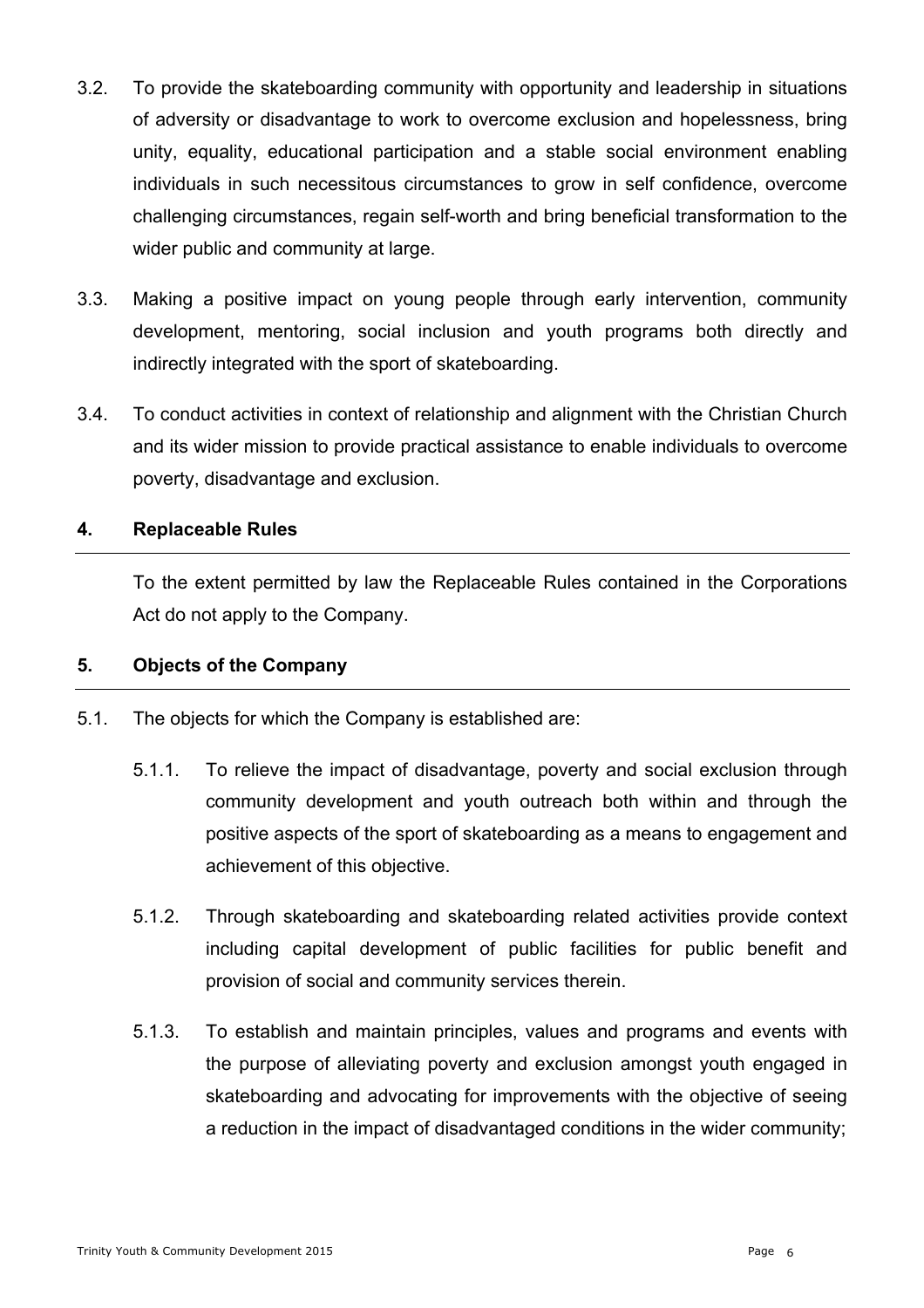3.2. To provide the skateboarding community with opportunity and leadership in situations of adversity or disadvantage to work to overcome exclusion and hopelessness, bring unity, equality, educational participation and a stable social environment enabling individuals in such necessitous circumstances to grow in self confidence, overcome challenging circumstances, regain self-worth and bring beneficial transformation to the wider public and community at large.

3.3. Making a positive impact on young people through early intervention, community development, mentoring, social inclusion and youth programs both directly and indirectly integrated with the sport of skateboarding.

3.4. To conduct activities in context of relationship and alignment with the Christian Church and its wider mission to provide practical assistance to enable individuals to overcome poverty, disadvantage and exclusion.

## 4. Replaceable Rules

To the extent permitted by law the Replaceable Rules contained in the Corporations Act do not apply to the Company.

## 5. Objects of the Company

5.1. The objects for which the Company is established are:

5.1.1. To relieve the impact of disadvantage, poverty and social exclusion through community development and youth outreach both within and through the positive aspects of the sport of skateboarding as a means to engagement and achievement of this objective.

5.1.2. Through skateboarding and skateboarding related activities provide context including capital development of public facilities for public benefit and provision of social and community services therein.

5.1.3. To establish and maintain principles, values and programs and events with the purpose of alleviating poverty and exclusion amongst youth engaged in skateboarding and advocating for improvements with the objective of seeing a reduction in the impact of disadvantaged conditions in the wider community;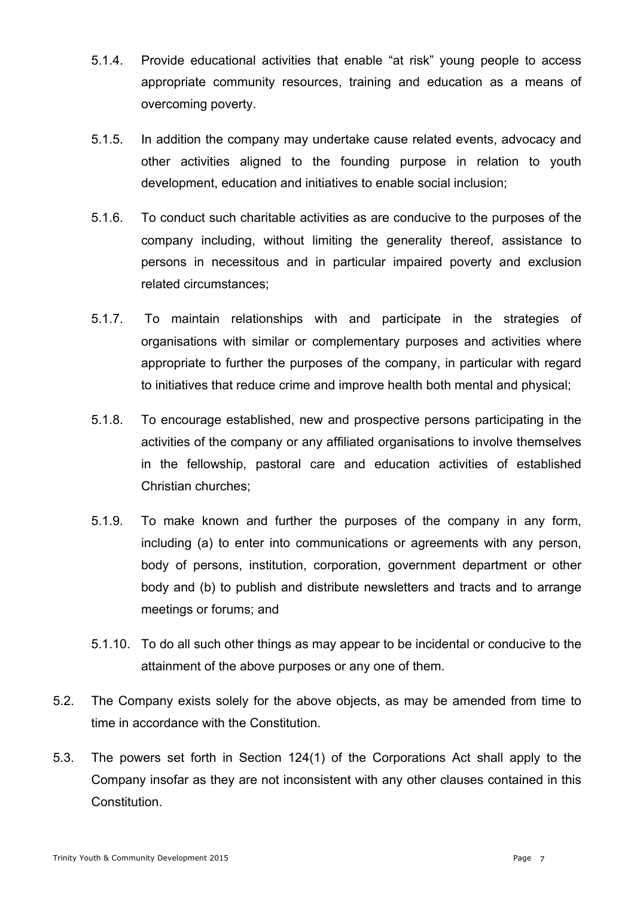5.1.4. Provide educational activities that enable "at risk" young people to access appropriate community resources, training and education as a means of overcoming poverty.

5.1.5. In addition the company may undertake cause related events, advocacy and other activities aligned to the founding purpose in relation to youth development, education and initiatives to enable social inclusion;

5.1.6. To conduct such charitable activities as are conducive to the purposes of the company including, without limiting the generality thereof, assistance to persons in necessitous and in particular impaired poverty and exclusion related circumstances;

5.1.7. To maintain relationships with and participate in the strategies of organisations with similar or complementary purposes and activities where appropriate to further the purposes of the company, in particular with regard to initiatives that reduce crime and improve health both mental and physical;

5.1.8. To encourage established, new and prospective persons participating in the activities of the company or any affiliated organisations to involve themselves in the fellowship, pastoral care and education activities of established Christian churches;

5.1.9. To make known and further the purposes of the company in any form, including (a) to enter into communications or agreements with any person, body of persons, institution, corporation, government department or other body and (b) to publish and distribute newsletters and tracts and to arrange meetings or forums; and

5.1.10. To do all such other things as may appear to be incidental or conducive to the attainment of the above purposes or any one of them.

5.2. The Company exists solely for the above objects, as may be amended from time to time in accordance with the Constitution.

5.3. The powers set forth in Section 124(1) of the Corporations Act shall apply to the Company insofar as they are not inconsistent with any other clauses contained in this Constitution.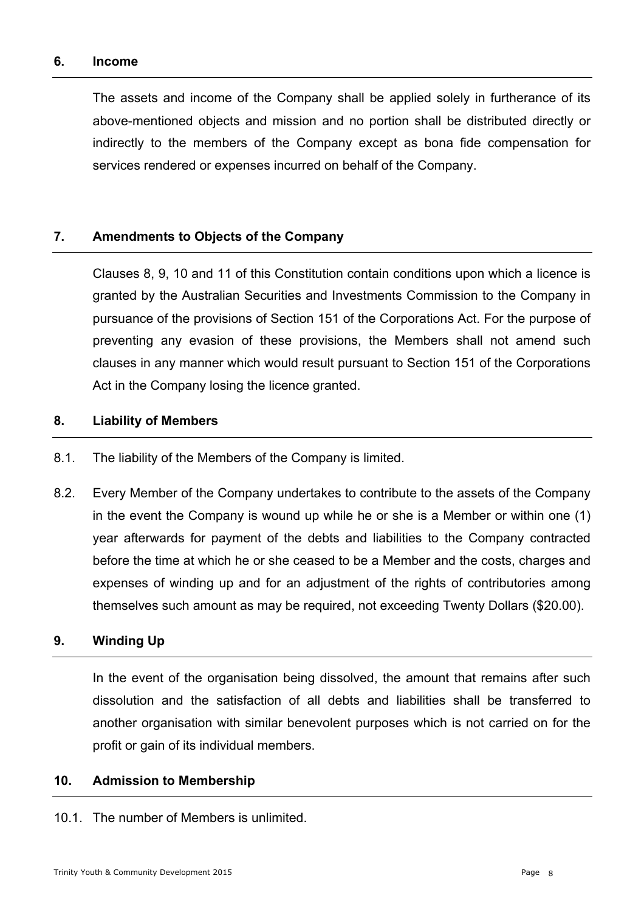## 6. Income

The assets and income of the Company shall be applied solely in furtherance of its above-mentioned objects and mission and no portion shall be distributed directly or indirectly to the members of the Company except as bona fide compensation for services rendered or expenses incurred on behalf of the Company.

## 7. Amendments to Objects of the Company

Clauses 8, 9, 10 and 11 of this Constitution contain conditions upon which a licence is granted by the Australian Securities and Investments Commission to the Company in pursuance of the provisions of Section 151 of the Corporations Act. For the purpose of preventing any evasion of these provisions, the Members shall not amend such clauses in any manner which would result pursuant to Section 151 of the Corporations Act in the Company losing the licence granted.

## 8. Liability of Members

8.1. The liability of the Members of the Company is limited.

8.2. Every Member of the Company undertakes to contribute to the assets of the Company in the event the Company is wound up while he or she is a Member or within one (1) year afterwards for payment of the debts and liabilities to the Company contracted before the time at which he or she ceased to be a Member and the costs, charges and expenses of winding up and for an adjustment of the rights of contributories among themselves such amount as may be required, not exceeding Twenty Dollars ($20.00).

## 9. Winding Up

In the event of the organisation being dissolved, the amount that remains after such dissolution and the satisfaction of all debts and liabilities shall be transferred to another organisation with similar benevolent purposes which is not carried on for the profit or gain of its individual members.

## 10. Admission to Membership

10.1. The number of Members is unlimited.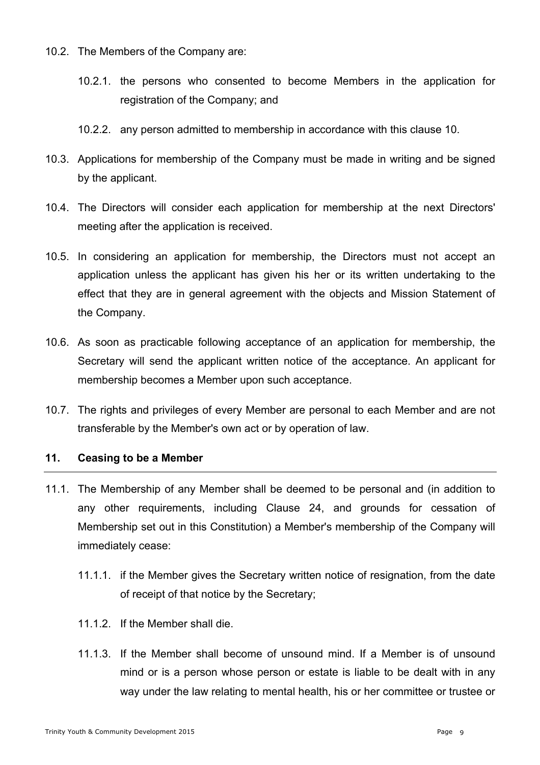10.2. The Members of the Company are:

10.2.1. the persons who consented to become Members in the application for registration of the Company; and

10.2.2. any person admitted to membership in accordance with this clause 10.

10.3. Applications for membership of the Company must be made in writing and be signed by the applicant.

10.4. The Directors will consider each application for membership at the next Directors' meeting after the application is received.

10.5. In considering an application for membership, the Directors must not accept an application unless the applicant has given his her or its written undertaking to the effect that they are in general agreement with the objects and Mission Statement of the Company.

10.6. As soon as practicable following acceptance of an application for membership, the Secretary will send the applicant written notice of the acceptance. An applicant for membership becomes a Member upon such acceptance.

10.7. The rights and privileges of every Member are personal to each Member and are not transferable by the Member's own act or by operation of law.

## 11. Ceasing to be a Member

11.1. The Membership of any Member shall be deemed to be personal and (in addition to any other requirements, including Clause 24, and grounds for cessation of Membership set out in this Constitution) a Member's membership of the Company will immediately cease:

11.1.1. if the Member gives the Secretary written notice of resignation, from the date of receipt of that notice by the Secretary;

11.1.2. If the Member shall die.

11.1.3. If the Member shall become of unsound mind. If a Member is of unsound mind or is a person whose person or estate is liable to be dealt with in any way under the law relating to mental health, his or her committee or trustee or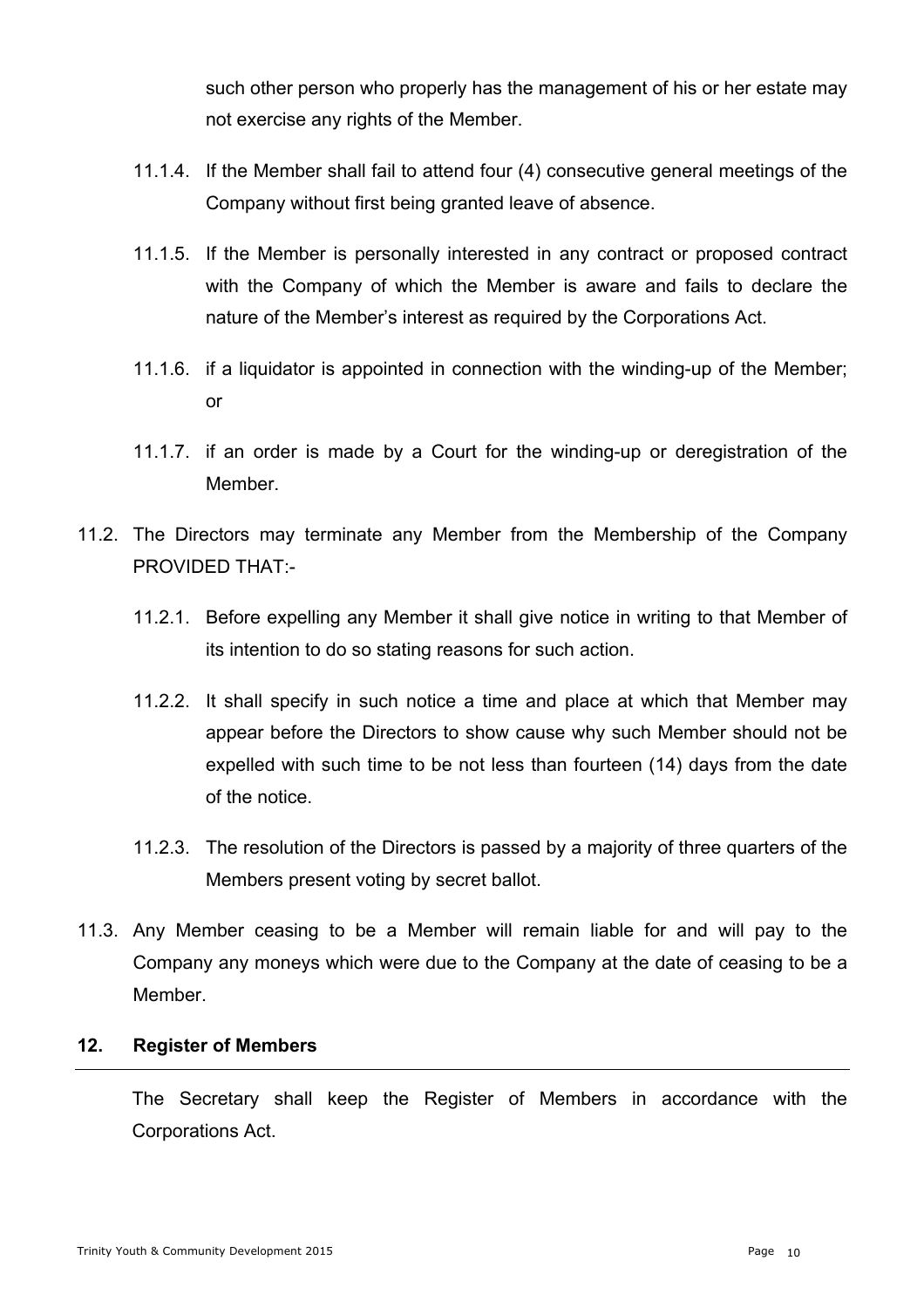such other person who properly has the management of his or her estate may not exercise any rights of the Member.

11.1.4. If the Member shall fail to attend four (4) consecutive general meetings of the Company without first being granted leave of absence.

11.1.5. If the Member is personally interested in any contract or proposed contract with the Company of which the Member is aware and fails to declare the nature of the Member's interest as required by the Corporations Act.

11.1.6. if a liquidator is appointed in connection with the winding-up of the Member; or

11.1.7. if an order is made by a Court for the winding-up or deregistration of the Member.

11.2. The Directors may terminate any Member from the Membership of the Company PROVIDED THAT:-

11.2.1. Before expelling any Member it shall give notice in writing to that Member of its intention to do so stating reasons for such action.

11.2.2. It shall specify in such notice a time and place at which that Member may appear before the Directors to show cause why such Member should not be expelled with such time to be not less than fourteen (14) days from the date of the notice.

11.2.3. The resolution of the Directors is passed by a majority of three quarters of the Members present voting by secret ballot.

11.3. Any Member ceasing to be a Member will remain liable for and will pay to the Company any moneys which were due to the Company at the date of ceasing to be a Member.

## 12. Register of Members

The Secretary shall keep the Register of Members in accordance with the Corporations Act.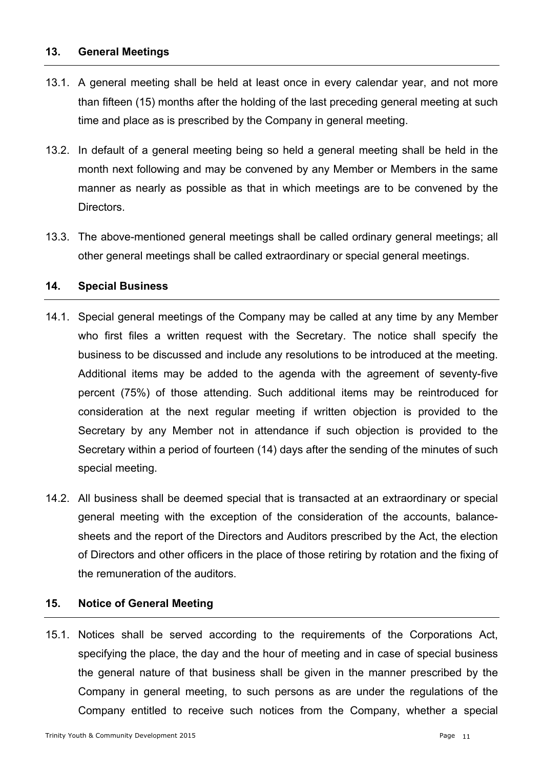## 13. General Meetings

13.1. A general meeting shall be held at least once in every calendar year, and not more than fifteen (15) months after the holding of the last preceding general meeting at such time and place as is prescribed by the Company in general meeting.

13.2. In default of a general meeting being so held a general meeting shall be held in the month next following and may be convened by any Member or Members in the same manner as nearly as possible as that in which meetings are to be convened by the Directors.

13.3. The above-mentioned general meetings shall be called ordinary general meetings; all other general meetings shall be called extraordinary or special general meetings.

## 14. Special Business

14.1. Special general meetings of the Company may be called at any time by any Member who first files a written request with the Secretary. The notice shall specify the business to be discussed and include any resolutions to be introduced at the meeting. Additional items may be added to the agenda with the agreement of seventy-five percent (75%) of those attending. Such additional items may be reintroduced for consideration at the next regular meeting if written objection is provided to the Secretary by any Member not in attendance if such objection is provided to the Secretary within a period of fourteen (14) days after the sending of the minutes of such special meeting.

14.2. All business shall be deemed special that is transacted at an extraordinary or special general meeting with the exception of the consideration of the accounts, balance-sheets and the report of the Directors and Auditors prescribed by the Act, the election of Directors and other officers in the place of those retiring by rotation and the fixing of the remuneration of the auditors.

## 15. Notice of General Meeting

15.1. Notices shall be served according to the requirements of the Corporations Act, specifying the place, the day and the hour of meeting and in case of special business the general nature of that business shall be given in the manner prescribed by the Company in general meeting, to such persons as are under the regulations of the Company entitled to receive such notices from the Company, whether a special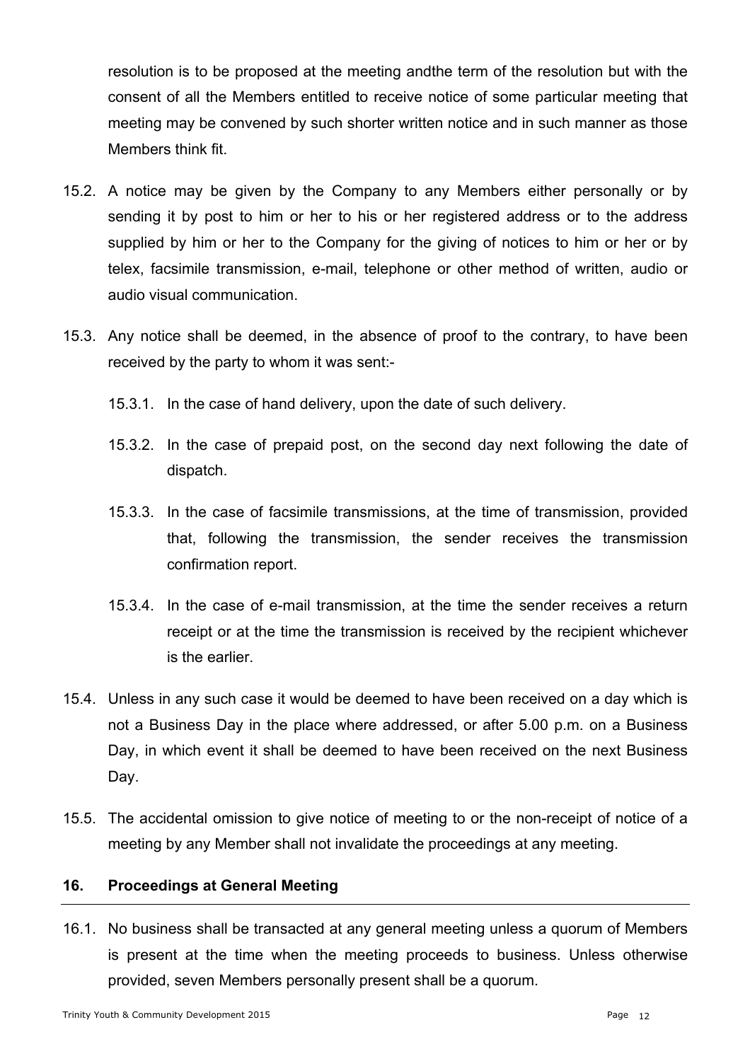resolution is to be proposed at the meeting andthe term of the resolution but with the consent of all the Members entitled to receive notice of some particular meeting that meeting may be convened by such shorter written notice and in such manner as those Members think fit.

15.2. A notice may be given by the Company to any Members either personally or by sending it by post to him or her to his or her registered address or to the address supplied by him or her to the Company for the giving of notices to him or her or by telex, facsimile transmission, e-mail, telephone or other method of written, audio or audio visual communication.

15.3. Any notice shall be deemed, in the absence of proof to the contrary, to have been received by the party to whom it was sent:-

15.3.1. In the case of hand delivery, upon the date of such delivery.

15.3.2. In the case of prepaid post, on the second day next following the date of dispatch.

15.3.3. In the case of facsimile transmissions, at the time of transmission, provided that, following the transmission, the sender receives the transmission confirmation report.

15.3.4. In the case of e-mail transmission, at the time the sender receives a return receipt or at the time the transmission is received by the recipient whichever is the earlier.

15.4. Unless in any such case it would be deemed to have been received on a day which is not a Business Day in the place where addressed, or after 5.00 p.m. on a Business Day, in which event it shall be deemed to have been received on the next Business Day.

15.5. The accidental omission to give notice of meeting to or the non-receipt of notice of a meeting by any Member shall not invalidate the proceedings at any meeting.

## 16. Proceedings at General Meeting

16.1. No business shall be transacted at any general meeting unless a quorum of Members is present at the time when the meeting proceeds to business. Unless otherwise provided, seven Members personally present shall be a quorum.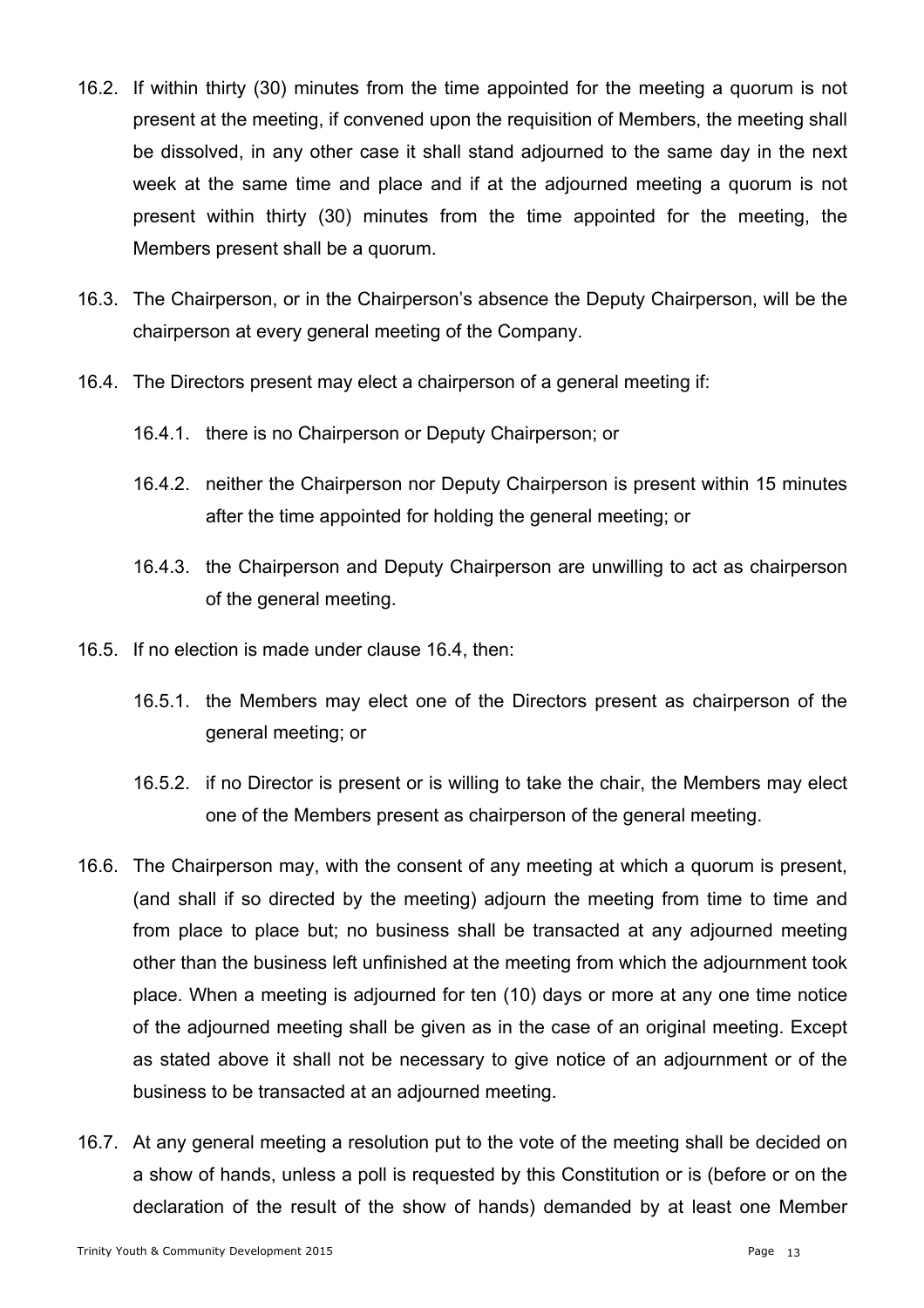16.2. If within thirty (30) minutes from the time appointed for the meeting a quorum is not present at the meeting, if convened upon the requisition of Members, the meeting shall be dissolved, in any other case it shall stand adjourned to the same day in the next week at the same time and place and if at the adjourned meeting a quorum is not present within thirty (30) minutes from the time appointed for the meeting, the Members present shall be a quorum.

16.3. The Chairperson, or in the Chairperson's absence the Deputy Chairperson, will be the chairperson at every general meeting of the Company.

16.4. The Directors present may elect a chairperson of a general meeting if:

16.4.1. there is no Chairperson or Deputy Chairperson; or

16.4.2. neither the Chairperson nor Deputy Chairperson is present within 15 minutes after the time appointed for holding the general meeting; or

16.4.3. the Chairperson and Deputy Chairperson are unwilling to act as chairperson of the general meeting.

16.5. If no election is made under clause 16.4, then:

16.5.1. the Members may elect one of the Directors present as chairperson of the general meeting; or

16.5.2. if no Director is present or is willing to take the chair, the Members may elect one of the Members present as chairperson of the general meeting.

16.6. The Chairperson may, with the consent of any meeting at which a quorum is present, (and shall if so directed by the meeting) adjourn the meeting from time to time and from place to place but; no business shall be transacted at any adjourned meeting other than the business left unfinished at the meeting from which the adjournment took place. When a meeting is adjourned for ten (10) days or more at any one time notice of the adjourned meeting shall be given as in the case of an original meeting. Except as stated above it shall not be necessary to give notice of an adjournment or of the business to be transacted at an adjourned meeting.

16.7. At any general meeting a resolution put to the vote of the meeting shall be decided on a show of hands, unless a poll is requested by this Constitution or is (before or on the declaration of the result of the show of hands) demanded by at least one Member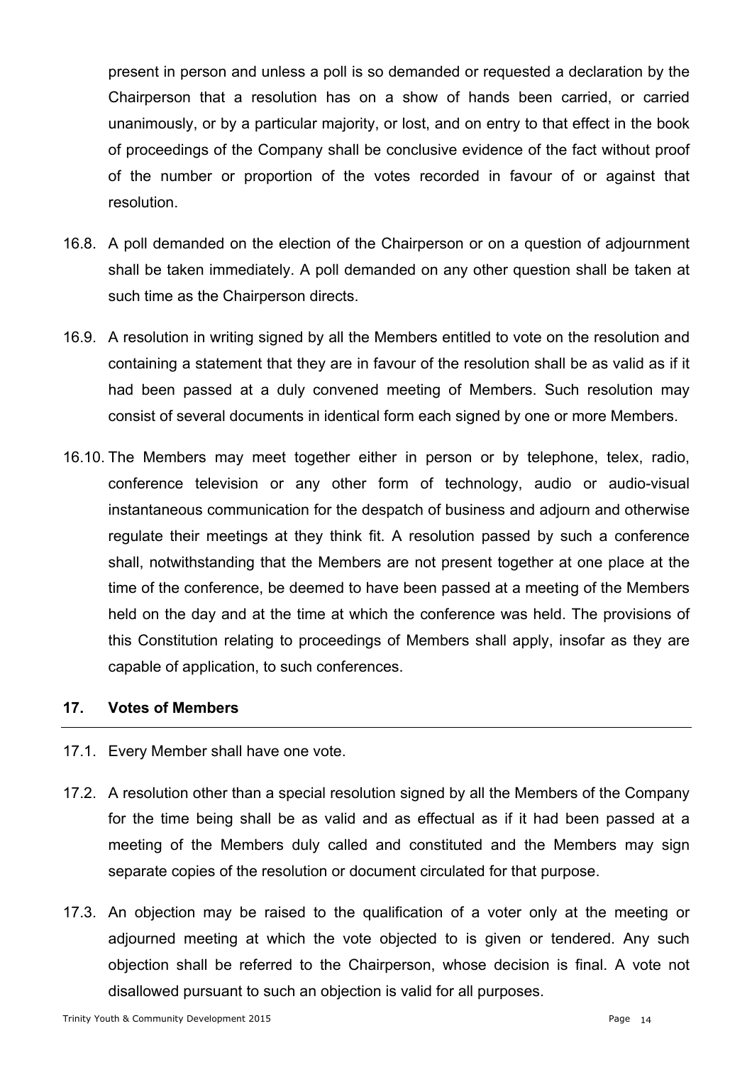present in person and unless a poll is so demanded or requested a declaration by the Chairperson that a resolution has on a show of hands been carried, or carried unanimously, or by a particular majority, or lost, and on entry to that effect in the book of proceedings of the Company shall be conclusive evidence of the fact without proof of the number or proportion of the votes recorded in favour of or against that resolution.

16.8. A poll demanded on the election of the Chairperson or on a question of adjournment shall be taken immediately. A poll demanded on any other question shall be taken at such time as the Chairperson directs.

16.9. A resolution in writing signed by all the Members entitled to vote on the resolution and containing a statement that they are in favour of the resolution shall be as valid as if it had been passed at a duly convened meeting of Members. Such resolution may consist of several documents in identical form each signed by one or more Members.

16.10. The Members may meet together either in person or by telephone, telex, radio, conference television or any other form of technology, audio or audio-visual instantaneous communication for the despatch of business and adjourn and otherwise regulate their meetings at they think fit. A resolution passed by such a conference shall, notwithstanding that the Members are not present together at one place at the time of the conference, be deemed to have been passed at a meeting of the Members held on the day and at the time at which the conference was held. The provisions of this Constitution relating to proceedings of Members shall apply, insofar as they are capable of application, to such conferences.

## 17. Votes of Members

17.1. Every Member shall have one vote.

17.2. A resolution other than a special resolution signed by all the Members of the Company for the time being shall be as valid and as effectual as if it had been passed at a meeting of the Members duly called and constituted and the Members may sign separate copies of the resolution or document circulated for that purpose.

17.3. An objection may be raised to the qualification of a voter only at the meeting or adjourned meeting at which the vote objected to is given or tendered. Any such objection shall be referred to the Chairperson, whose decision is final. A vote not disallowed pursuant to such an objection is valid for all purposes.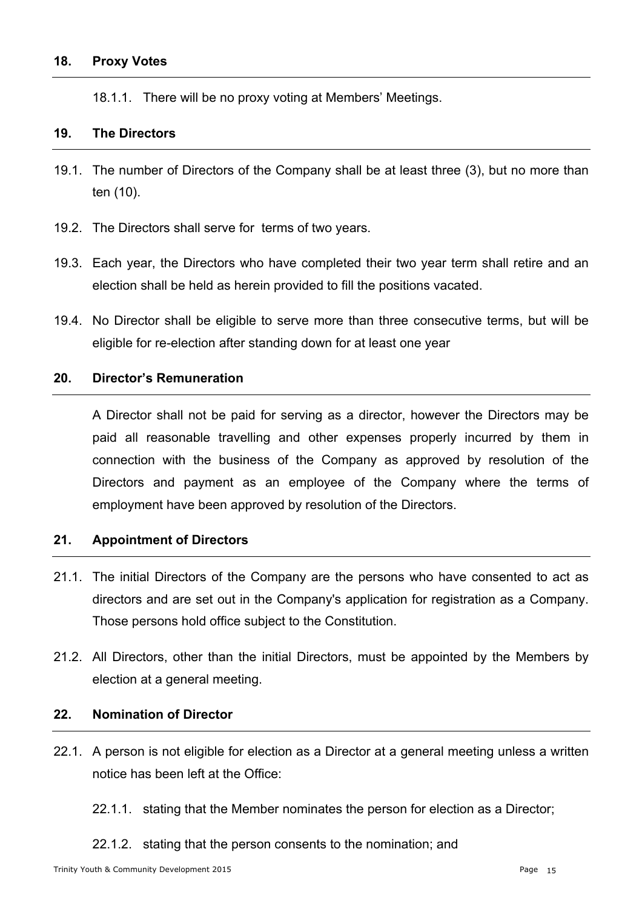## 18. Proxy Votes

18.1.1. There will be no proxy voting at Members' Meetings.

## 19. The Directors

19.1. The number of Directors of the Company shall be at least three (3), but no more than ten (10).

19.2. The Directors shall serve for terms of two years.

19.3. Each year, the Directors who have completed their two year term shall retire and an election shall be held as herein provided to fill the positions vacated.

19.4. No Director shall be eligible to serve more than three consecutive terms, but will be eligible for re-election after standing down for at least one year

## 20. Director's Remuneration

A Director shall not be paid for serving as a director, however the Directors may be paid all reasonable travelling and other expenses properly incurred by them in connection with the business of the Company as approved by resolution of the Directors and payment as an employee of the Company where the terms of employment have been approved by resolution of the Directors.

## 21. Appointment of Directors

21.1. The initial Directors of the Company are the persons who have consented to act as directors and are set out in the Company's application for registration as a Company. Those persons hold office subject to the Constitution.

21.2. All Directors, other than the initial Directors, must be appointed by the Members by election at a general meeting.

## 22. Nomination of Director

22.1. A person is not eligible for election as a Director at a general meeting unless a written notice has been left at the Office:

22.1.1. stating that the Member nominates the person for election as a Director;

22.1.2. stating that the person consents to the nomination; and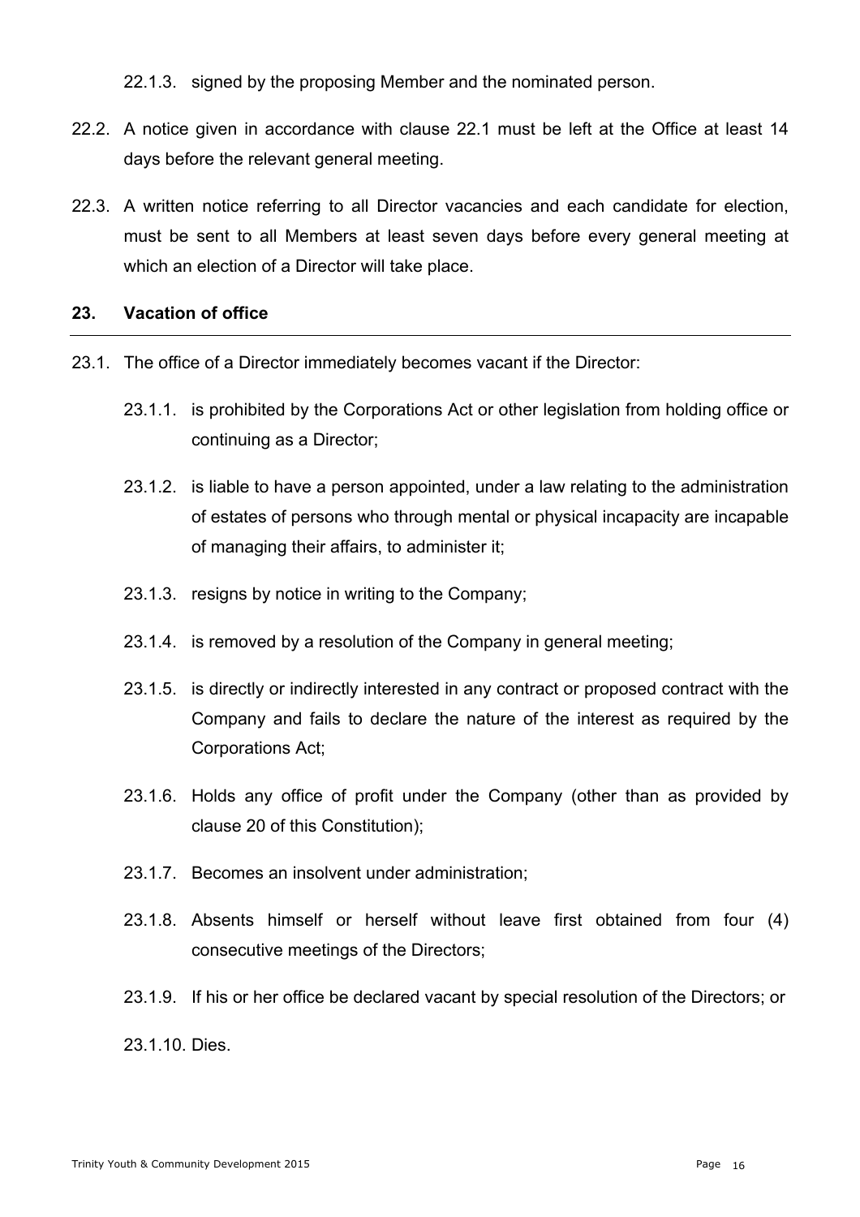22.1.3. signed by the proposing Member and the nominated person.

22.2. A notice given in accordance with clause 22.1 must be left at the Office at least 14 days before the relevant general meeting.

22.3. A written notice referring to all Director vacancies and each candidate for election, must be sent to all Members at least seven days before every general meeting at which an election of a Director will take place.

## 23. Vacation of office

23.1. The office of a Director immediately becomes vacant if the Director:

23.1.1. is prohibited by the Corporations Act or other legislation from holding office or continuing as a Director;

23.1.2. is liable to have a person appointed, under a law relating to the administration of estates of persons who through mental or physical incapacity are incapable of managing their affairs, to administer it;

23.1.3. resigns by notice in writing to the Company;

23.1.4. is removed by a resolution of the Company in general meeting;

23.1.5. is directly or indirectly interested in any contract or proposed contract with the Company and fails to declare the nature of the interest as required by the Corporations Act;

23.1.6. Holds any office of profit under the Company (other than as provided by clause 20 of this Constitution);

23.1.7. Becomes an insolvent under administration;

23.1.8. Absents himself or herself without leave first obtained from four (4) consecutive meetings of the Directors;

23.1.9. If his or her office be declared vacant by special resolution of the Directors; or

23.1.10. Dies.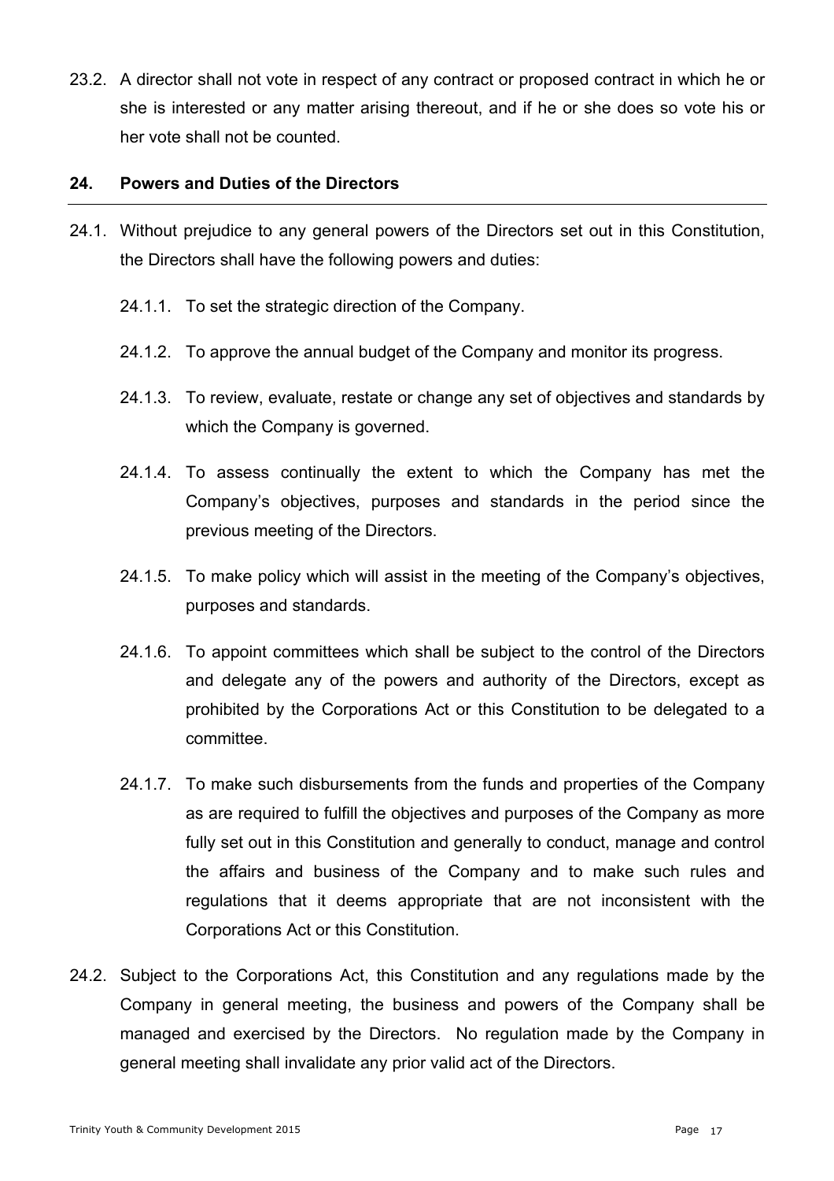23.2. A director shall not vote in respect of any contract or proposed contract in which he or she is interested or any matter arising thereout, and if he or she does so vote his or her vote shall not be counted.

## 24. Powers and Duties of the Directors

24.1. Without prejudice to any general powers of the Directors set out in this Constitution, the Directors shall have the following powers and duties:

24.1.1. To set the strategic direction of the Company.

24.1.2. To approve the annual budget of the Company and monitor its progress.

24.1.3. To review, evaluate, restate or change any set of objectives and standards by which the Company is governed.

24.1.4. To assess continually the extent to which the Company has met the Company's objectives, purposes and standards in the period since the previous meeting of the Directors.

24.1.5. To make policy which will assist in the meeting of the Company's objectives, purposes and standards.

24.1.6. To appoint committees which shall be subject to the control of the Directors and delegate any of the powers and authority of the Directors, except as prohibited by the Corporations Act or this Constitution to be delegated to a committee.

24.1.7. To make such disbursements from the funds and properties of the Company as are required to fulfill the objectives and purposes of the Company as more fully set out in this Constitution and generally to conduct, manage and control the affairs and business of the Company and to make such rules and regulations that it deems appropriate that are not inconsistent with the Corporations Act or this Constitution.

24.2. Subject to the Corporations Act, this Constitution and any regulations made by the Company in general meeting, the business and powers of the Company shall be managed and exercised by the Directors. No regulation made by the Company in general meeting shall invalidate any prior valid act of the Directors.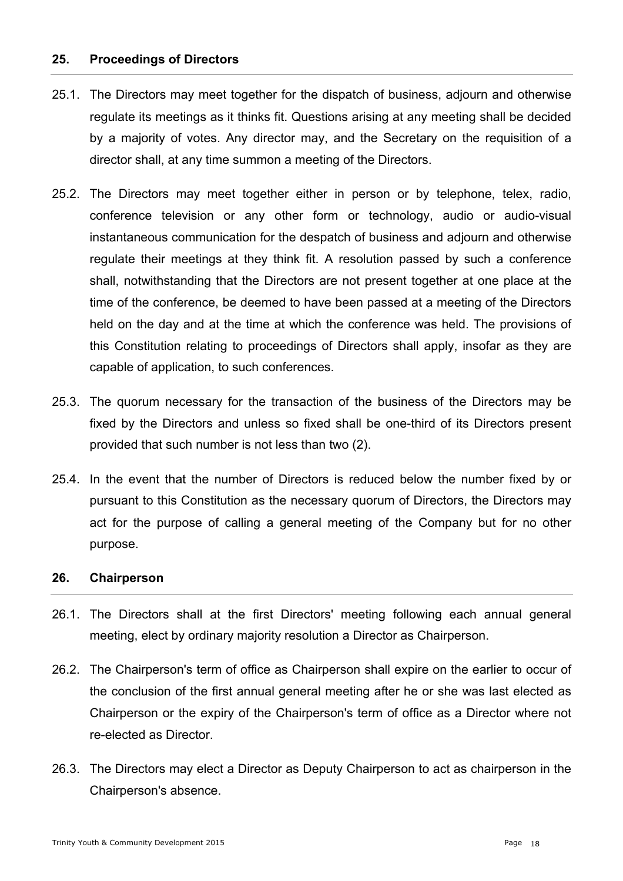## 25. Proceedings of Directors

25.1. The Directors may meet together for the dispatch of business, adjourn and otherwise regulate its meetings as it thinks fit. Questions arising at any meeting shall be decided by a majority of votes. Any director may, and the Secretary on the requisition of a director shall, at any time summon a meeting of the Directors.

25.2. The Directors may meet together either in person or by telephone, telex, radio, conference television or any other form or technology, audio or audio-visual instantaneous communication for the despatch of business and adjourn and otherwise regulate their meetings at they think fit. A resolution passed by such a conference shall, notwithstanding that the Directors are not present together at one place at the time of the conference, be deemed to have been passed at a meeting of the Directors held on the day and at the time at which the conference was held. The provisions of this Constitution relating to proceedings of Directors shall apply, insofar as they are capable of application, to such conferences.

25.3. The quorum necessary for the transaction of the business of the Directors may be fixed by the Directors and unless so fixed shall be one-third of its Directors present provided that such number is not less than two (2).

25.4. In the event that the number of Directors is reduced below the number fixed by or pursuant to this Constitution as the necessary quorum of Directors, the Directors may act for the purpose of calling a general meeting of the Company but for no other purpose.

## 26. Chairperson

26.1. The Directors shall at the first Directors' meeting following each annual general meeting, elect by ordinary majority resolution a Director as Chairperson.

26.2. The Chairperson's term of office as Chairperson shall expire on the earlier to occur of the conclusion of the first annual general meeting after he or she was last elected as Chairperson or the expiry of the Chairperson's term of office as a Director where not re-elected as Director.

26.3. The Directors may elect a Director as Deputy Chairperson to act as chairperson in the Chairperson's absence.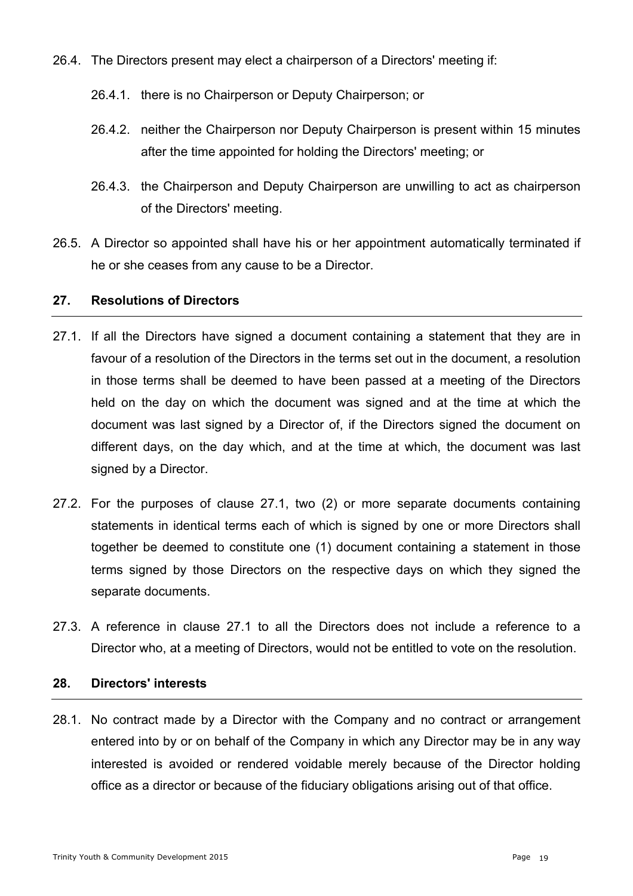26.4. The Directors present may elect a chairperson of a Directors' meeting if:

26.4.1. there is no Chairperson or Deputy Chairperson; or

26.4.2. neither the Chairperson nor Deputy Chairperson is present within 15 minutes after the time appointed for holding the Directors' meeting; or

26.4.3. the Chairperson and Deputy Chairperson are unwilling to act as chairperson of the Directors' meeting.

26.5. A Director so appointed shall have his or her appointment automatically terminated if he or she ceases from any cause to be a Director.

## 27. Resolutions of Directors

27.1. If all the Directors have signed a document containing a statement that they are in favour of a resolution of the Directors in the terms set out in the document, a resolution in those terms shall be deemed to have been passed at a meeting of the Directors held on the day on which the document was signed and at the time at which the document was last signed by a Director of, if the Directors signed the document on different days, on the day which, and at the time at which, the document was last signed by a Director.

27.2. For the purposes of clause 27.1, two (2) or more separate documents containing statements in identical terms each of which is signed by one or more Directors shall together be deemed to constitute one (1) document containing a statement in those terms signed by those Directors on the respective days on which they signed the separate documents.

27.3. A reference in clause 27.1 to all the Directors does not include a reference to a Director who, at a meeting of Directors, would not be entitled to vote on the resolution.

## 28. Directors' interests

28.1. No contract made by a Director with the Company and no contract or arrangement entered into by or on behalf of the Company in which any Director may be in any way interested is avoided or rendered voidable merely because of the Director holding office as a director or because of the fiduciary obligations arising out of that office.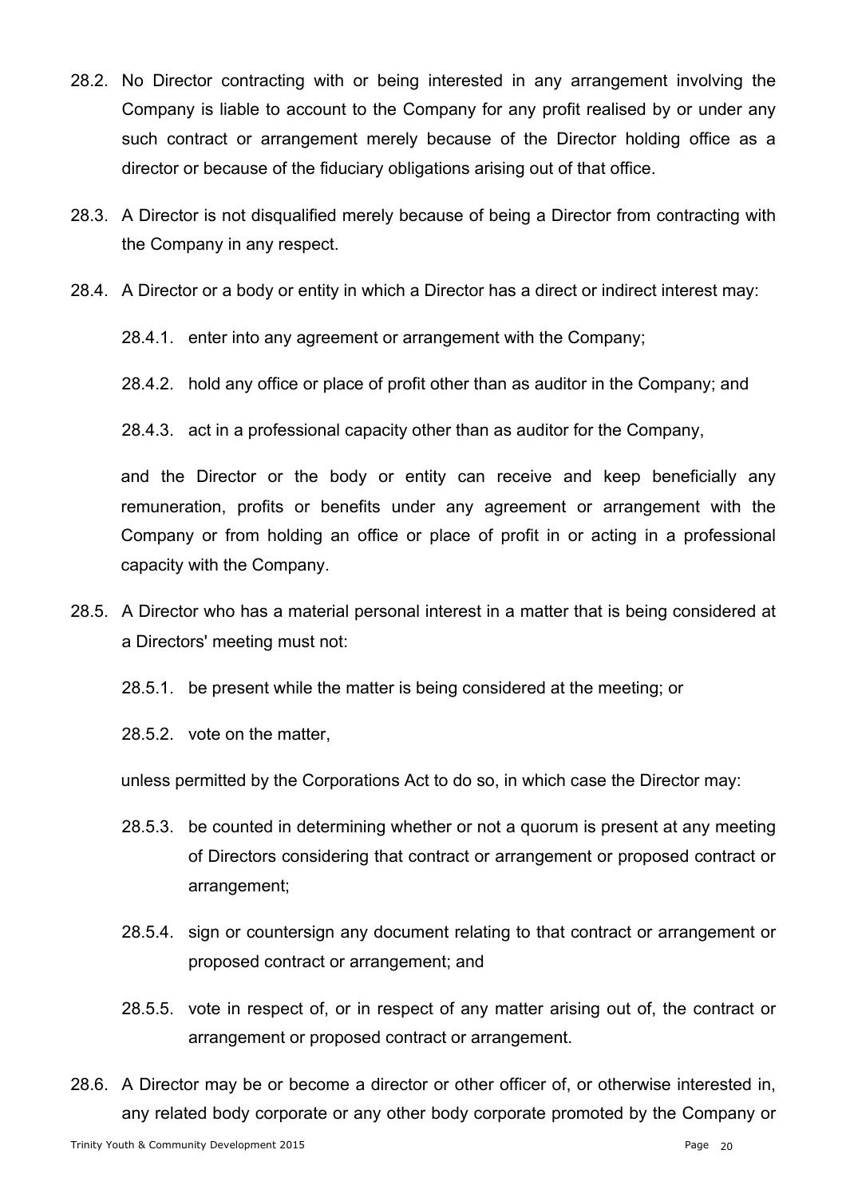28.2. No Director contracting with or being interested in any arrangement involving the Company is liable to account to the Company for any profit realised by or under any such contract or arrangement merely because of the Director holding office as a director or because of the fiduciary obligations arising out of that office.

28.3. A Director is not disqualified merely because of being a Director from contracting with the Company in any respect.

28.4. A Director or a body or entity in which a Director has a direct or indirect interest may:

28.4.1. enter into any agreement or arrangement with the Company;

28.4.2. hold any office or place of profit other than as auditor in the Company; and

28.4.3. act in a professional capacity other than as auditor for the Company,

and the Director or the body or entity can receive and keep beneficially any remuneration, profits or benefits under any agreement or arrangement with the Company or from holding an office or place of profit in or acting in a professional capacity with the Company.

28.5. A Director who has a material personal interest in a matter that is being considered at a Directors' meeting must not:

28.5.1. be present while the matter is being considered at the meeting; or

28.5.2. vote on the matter,

unless permitted by the Corporations Act to do so, in which case the Director may:

28.5.3. be counted in determining whether or not a quorum is present at any meeting of Directors considering that contract or arrangement or proposed contract or arrangement;

28.5.4. sign or countersign any document relating to that contract or arrangement or proposed contract or arrangement; and

28.5.5. vote in respect of, or in respect of any matter arising out of, the contract or arrangement or proposed contract or arrangement.

28.6. A Director may be or become a director or other officer of, or otherwise interested in, any related body corporate or any other body corporate promoted by the Company or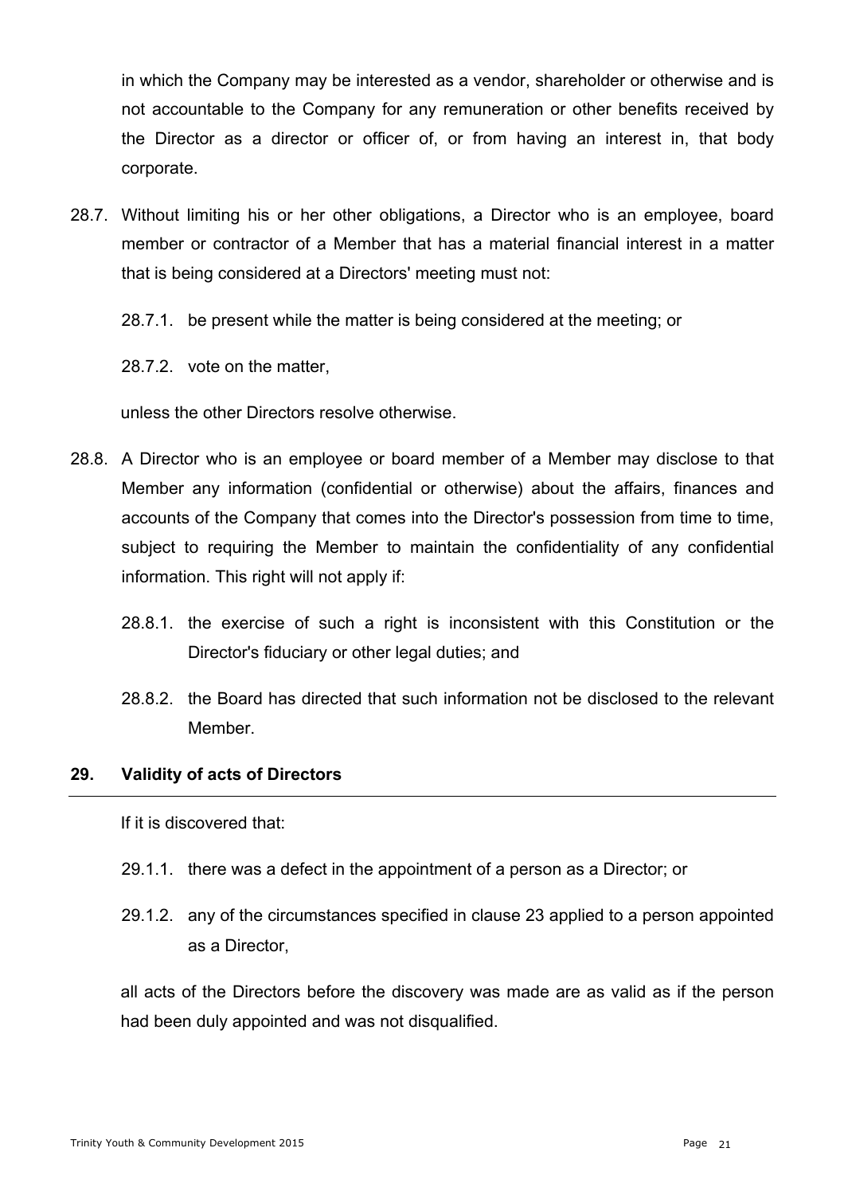in which the Company may be interested as a vendor, shareholder or otherwise and is not accountable to the Company for any remuneration or other benefits received by the Director as a director or officer of, or from having an interest in, that body corporate.

28.7. Without limiting his or her other obligations, a Director who is an employee, board member or contractor of a Member that has a material financial interest in a matter that is being considered at a Directors' meeting must not:

28.7.1. be present while the matter is being considered at the meeting; or

28.7.2. vote on the matter,

unless the other Directors resolve otherwise.

28.8. A Director who is an employee or board member of a Member may disclose to that Member any information (confidential or otherwise) about the affairs, finances and accounts of the Company that comes into the Director's possession from time to time, subject to requiring the Member to maintain the confidentiality of any confidential information. This right will not apply if:

28.8.1. the exercise of such a right is inconsistent with this Constitution or the Director's fiduciary or other legal duties; and

28.8.2. the Board has directed that such information not be disclosed to the relevant Member.

## 29. Validity of acts of Directors

If it is discovered that:

29.1.1. there was a defect in the appointment of a person as a Director; or

29.1.2. any of the circumstances specified in clause 23 applied to a person appointed as a Director,

all acts of the Directors before the discovery was made are as valid as if the person had been duly appointed and was not disqualified.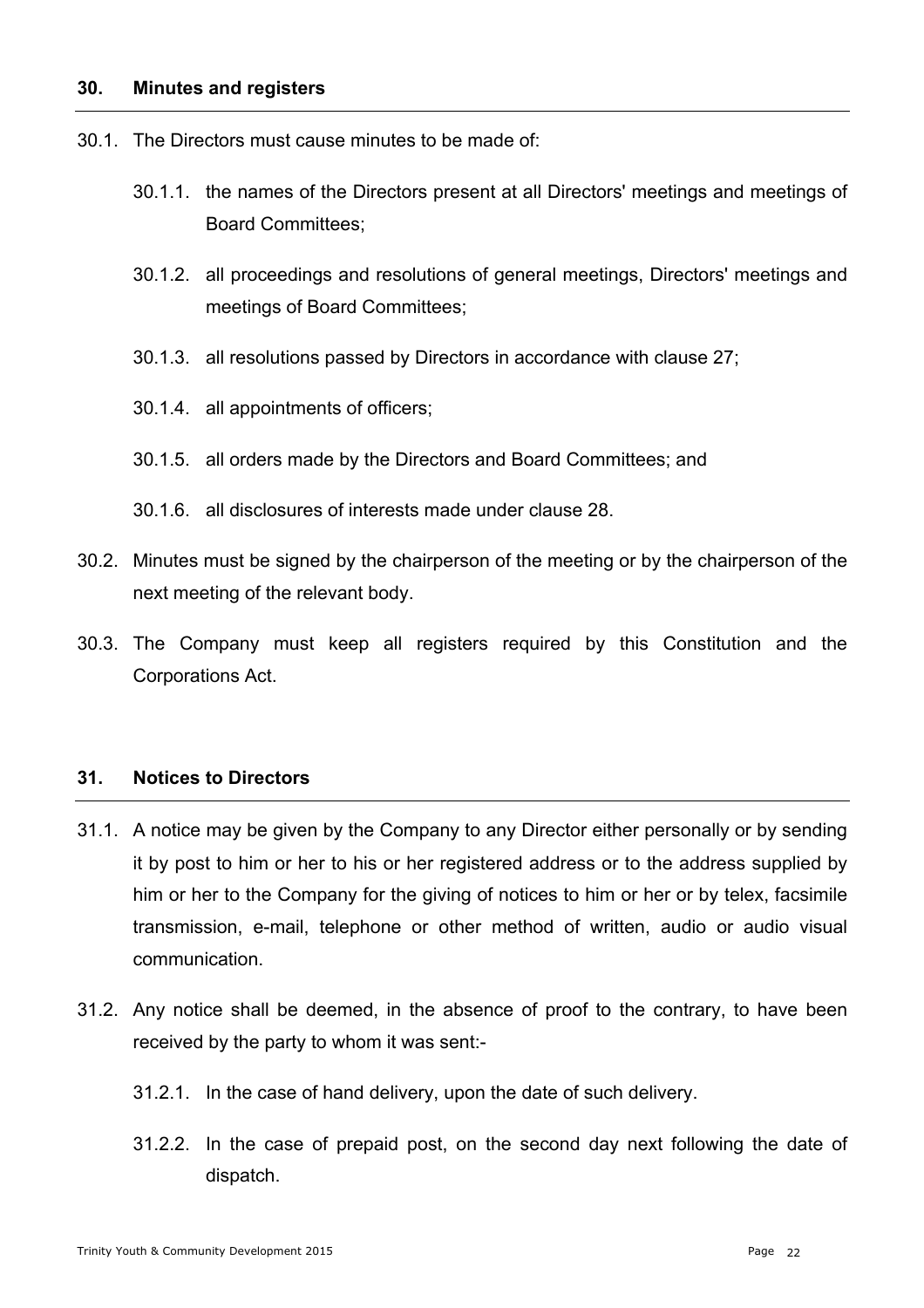## 30. Minutes and registers

30.1. The Directors must cause minutes to be made of:

30.1.1. the names of the Directors present at all Directors' meetings and meetings of Board Committees;

30.1.2. all proceedings and resolutions of general meetings, Directors' meetings and meetings of Board Committees;

30.1.3. all resolutions passed by Directors in accordance with clause 27;

30.1.4. all appointments of officers;

30.1.5. all orders made by the Directors and Board Committees; and

30.1.6. all disclosures of interests made under clause 28.

30.2. Minutes must be signed by the chairperson of the meeting or by the chairperson of the next meeting of the relevant body.

30.3. The Company must keep all registers required by this Constitution and the Corporations Act.

## 31. Notices to Directors

31.1. A notice may be given by the Company to any Director either personally or by sending it by post to him or her to his or her registered address or to the address supplied by him or her to the Company for the giving of notices to him or her or by telex, facsimile transmission, e-mail, telephone or other method of written, audio or audio visual communication.

31.2. Any notice shall be deemed, in the absence of proof to the contrary, to have been received by the party to whom it was sent:-

31.2.1. In the case of hand delivery, upon the date of such delivery.

31.2.2. In the case of prepaid post, on the second day next following the date of dispatch.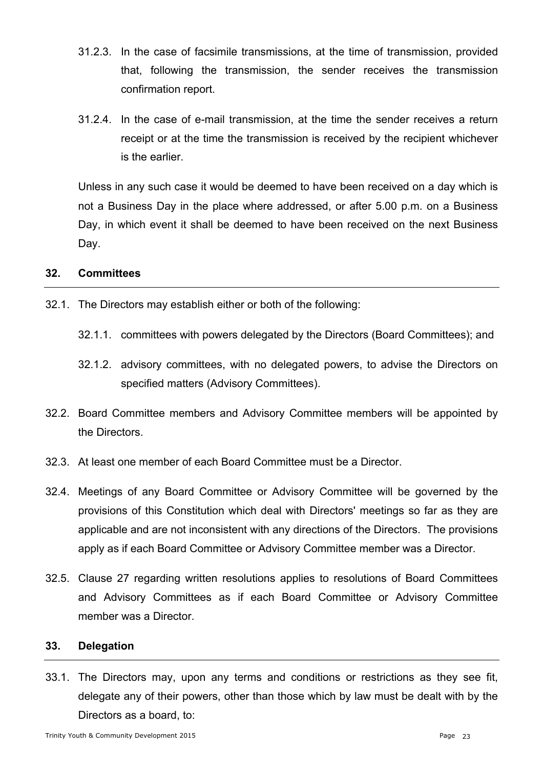31.2.3. In the case of facsimile transmissions, at the time of transmission, provided that, following the transmission, the sender receives the transmission confirmation report.

31.2.4. In the case of e-mail transmission, at the time the sender receives a return receipt or at the time the transmission is received by the recipient whichever is the earlier.

Unless in any such case it would be deemed to have been received on a day which is not a Business Day in the place where addressed, or after 5.00 p.m. on a Business Day, in which event it shall be deemed to have been received on the next Business Day.

## 32. Committees

32.1. The Directors may establish either or both of the following:

32.1.1. committees with powers delegated by the Directors (Board Committees); and

32.1.2. advisory committees, with no delegated powers, to advise the Directors on specified matters (Advisory Committees).

32.2. Board Committee members and Advisory Committee members will be appointed by the Directors.

32.3. At least one member of each Board Committee must be a Director.

32.4. Meetings of any Board Committee or Advisory Committee will be governed by the provisions of this Constitution which deal with Directors' meetings so far as they are applicable and are not inconsistent with any directions of the Directors. The provisions apply as if each Board Committee or Advisory Committee member was a Director.

32.5. Clause 27 regarding written resolutions applies to resolutions of Board Committees and Advisory Committees as if each Board Committee or Advisory Committee member was a Director.

## 33. Delegation

33.1. The Directors may, upon any terms and conditions or restrictions as they see fit, delegate any of their powers, other than those which by law must be dealt with by the Directors as a board, to: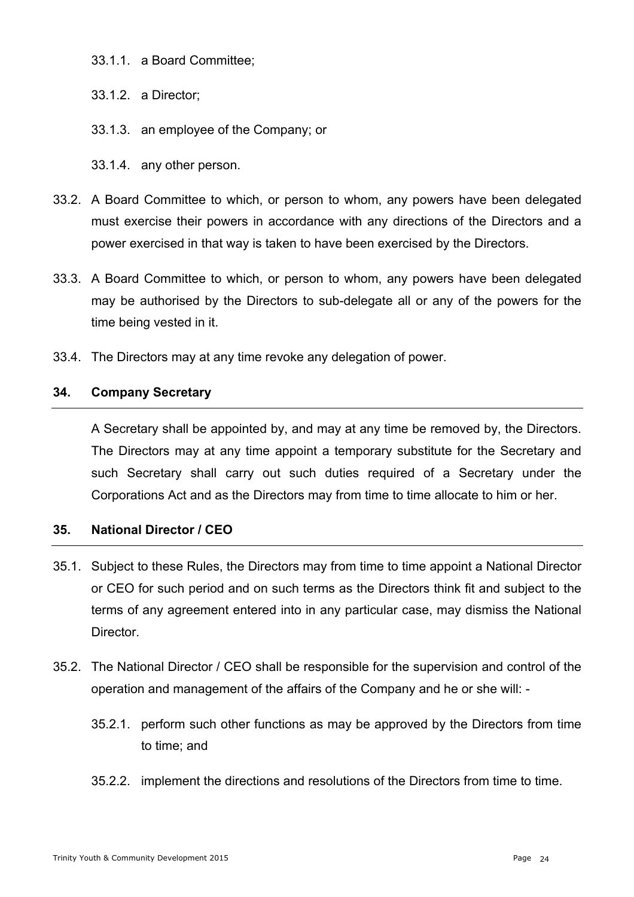33.1.1. a Board Committee;

33.1.2. a Director;

33.1.3. an employee of the Company; or

33.1.4. any other person.

33.2. A Board Committee to which, or person to whom, any powers have been delegated must exercise their powers in accordance with any directions of the Directors and a power exercised in that way is taken to have been exercised by the Directors.

33.3. A Board Committee to which, or person to whom, any powers have been delegated may be authorised by the Directors to sub-delegate all or any of the powers for the time being vested in it.

33.4. The Directors may at any time revoke any delegation of power.

## 34. Company Secretary

A Secretary shall be appointed by, and may at any time be removed by, the Directors. The Directors may at any time appoint a temporary substitute for the Secretary and such Secretary shall carry out such duties required of a Secretary under the Corporations Act and as the Directors may from time to time allocate to him or her.

## 35. National Director / CEO

35.1. Subject to these Rules, the Directors may from time to time appoint a National Director or CEO for such period and on such terms as the Directors think fit and subject to the terms of any agreement entered into in any particular case, may dismiss the National Director.

35.2. The National Director / CEO shall be responsible for the supervision and control of the operation and management of the affairs of the Company and he or she will: -

35.2.1. perform such other functions as may be approved by the Directors from time to time; and

35.2.2. implement the directions and resolutions of the Directors from time to time.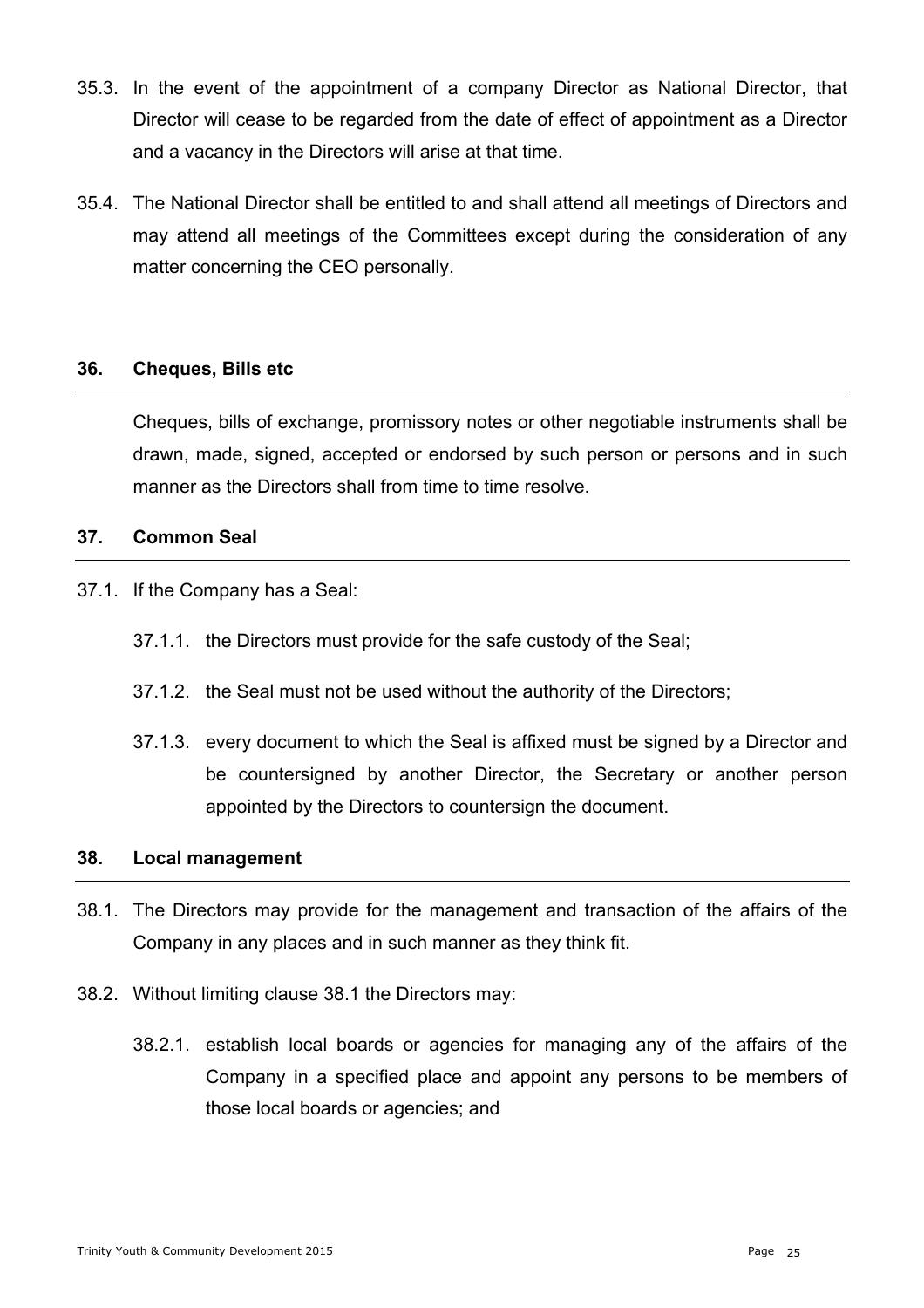35.3. In the event of the appointment of a company Director as National Director, that Director will cease to be regarded from the date of effect of appointment as a Director and a vacancy in the Directors will arise at that time.

35.4. The National Director shall be entitled to and shall attend all meetings of Directors and may attend all meetings of the Committees except during the consideration of any matter concerning the CEO personally.

## 36. Cheques, Bills etc

Cheques, bills of exchange, promissory notes or other negotiable instruments shall be drawn, made, signed, accepted or endorsed by such person or persons and in such manner as the Directors shall from time to time resolve.

## 37. Common Seal

37.1. If the Company has a Seal:

37.1.1. the Directors must provide for the safe custody of the Seal;

37.1.2. the Seal must not be used without the authority of the Directors;

37.1.3. every document to which the Seal is affixed must be signed by a Director and be countersigned by another Director, the Secretary or another person appointed by the Directors to countersign the document.

## 38. Local management

38.1. The Directors may provide for the management and transaction of the affairs of the Company in any places and in such manner as they think fit.

38.2. Without limiting clause 38.1 the Directors may:

38.2.1. establish local boards or agencies for managing any of the affairs of the Company in a specified place and appoint any persons to be members of those local boards or agencies; and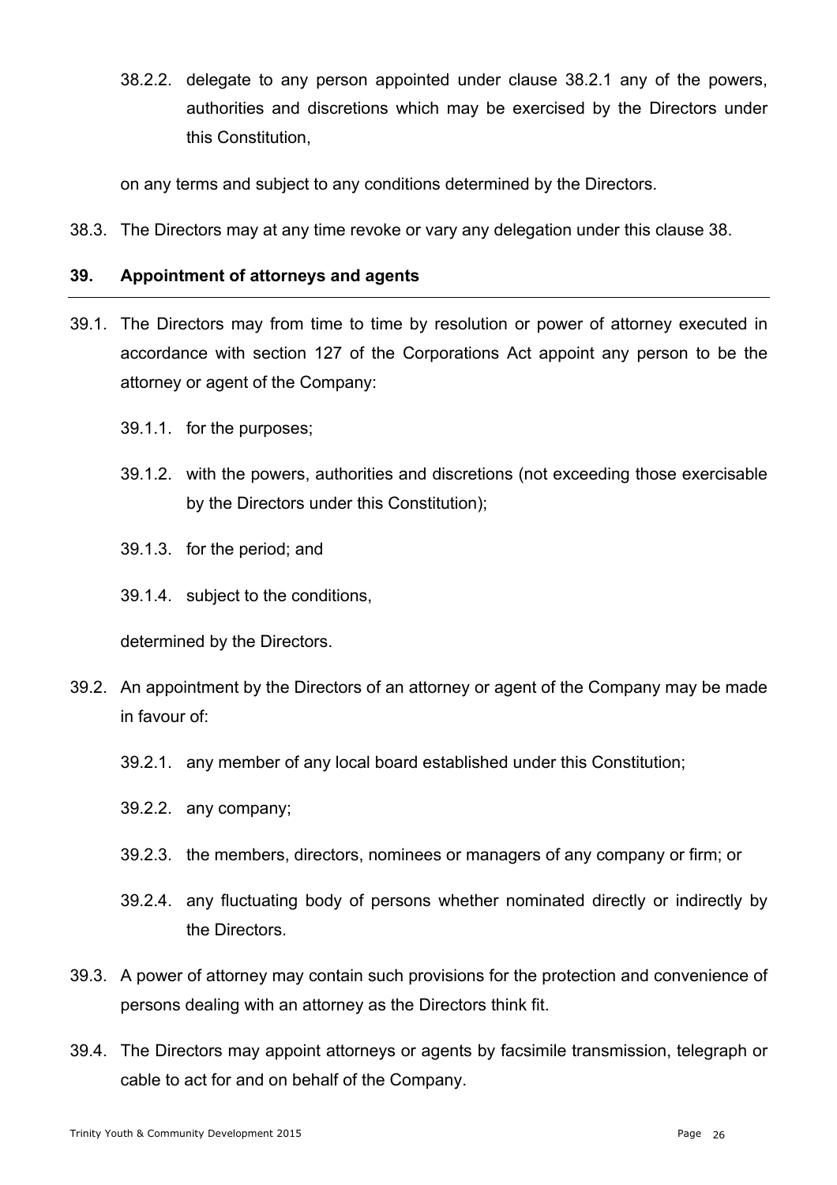38.2.2. delegate to any person appointed under clause 38.2.1 any of the powers, authorities and discretions which may be exercised by the Directors under this Constitution,

on any terms and subject to any conditions determined by the Directors.

38.3. The Directors may at any time revoke or vary any delegation under this clause 38.

## 39. Appointment of attorneys and agents

39.1. The Directors may from time to time by resolution or power of attorney executed in accordance with section 127 of the Corporations Act appoint any person to be the attorney or agent of the Company:

39.1.1. for the purposes;

39.1.2. with the powers, authorities and discretions (not exceeding those exercisable by the Directors under this Constitution);

39.1.3. for the period; and

39.1.4. subject to the conditions,

determined by the Directors.

39.2. An appointment by the Directors of an attorney or agent of the Company may be made in favour of:

39.2.1. any member of any local board established under this Constitution;

39.2.2. any company;

39.2.3. the members, directors, nominees or managers of any company or firm; or

39.2.4. any fluctuating body of persons whether nominated directly or indirectly by the Directors.

39.3. A power of attorney may contain such provisions for the protection and convenience of persons dealing with an attorney as the Directors think fit.

39.4. The Directors may appoint attorneys or agents by facsimile transmission, telegraph or cable to act for and on behalf of the Company.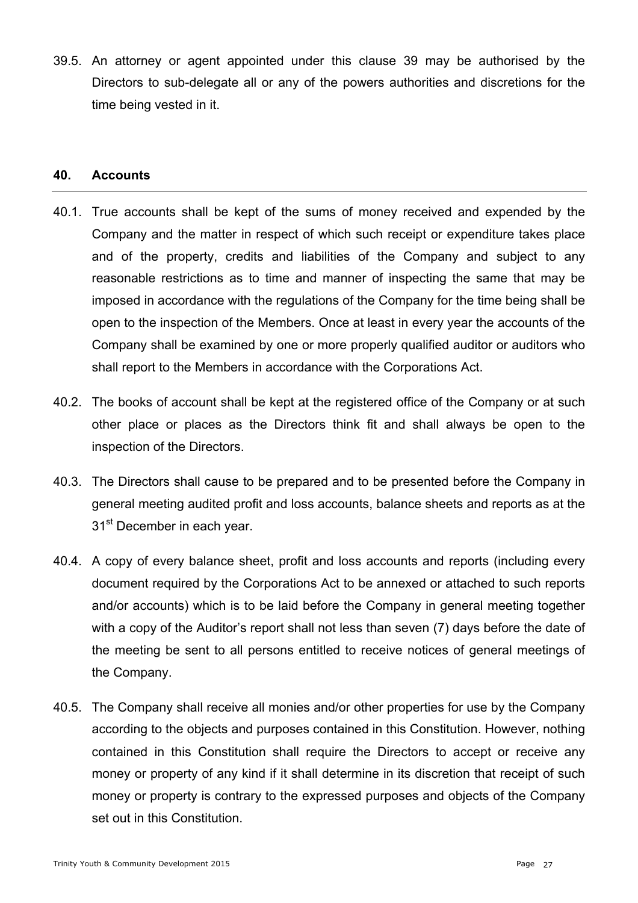39.5. An attorney or agent appointed under this clause 39 may be authorised by the Directors to sub-delegate all or any of the powers authorities and discretions for the time being vested in it.

## 40. Accounts

40.1. True accounts shall be kept of the sums of money received and expended by the Company and the matter in respect of which such receipt or expenditure takes place and of the property, credits and liabilities of the Company and subject to any reasonable restrictions as to time and manner of inspecting the same that may be imposed in accordance with the regulations of the Company for the time being shall be open to the inspection of the Members. Once at least in every year the accounts of the Company shall be examined by one or more properly qualified auditor or auditors who shall report to the Members in accordance with the Corporations Act.

40.2. The books of account shall be kept at the registered office of the Company or at such other place or places as the Directors think fit and shall always be open to the inspection of the Directors.

40.3. The Directors shall cause to be prepared and to be presented before the Company in general meeting audited profit and loss accounts, balance sheets and reports as at the 31st December in each year.

40.4. A copy of every balance sheet, profit and loss accounts and reports (including every document required by the Corporations Act to be annexed or attached to such reports and/or accounts) which is to be laid before the Company in general meeting together with a copy of the Auditor's report shall not less than seven (7) days before the date of the meeting be sent to all persons entitled to receive notices of general meetings of the Company.

40.5. The Company shall receive all monies and/or other properties for use by the Company according to the objects and purposes contained in this Constitution. However, nothing contained in this Constitution shall require the Directors to accept or receive any money or property of any kind if it shall determine in its discretion that receipt of such money or property is contrary to the expressed purposes and objects of the Company set out in this Constitution.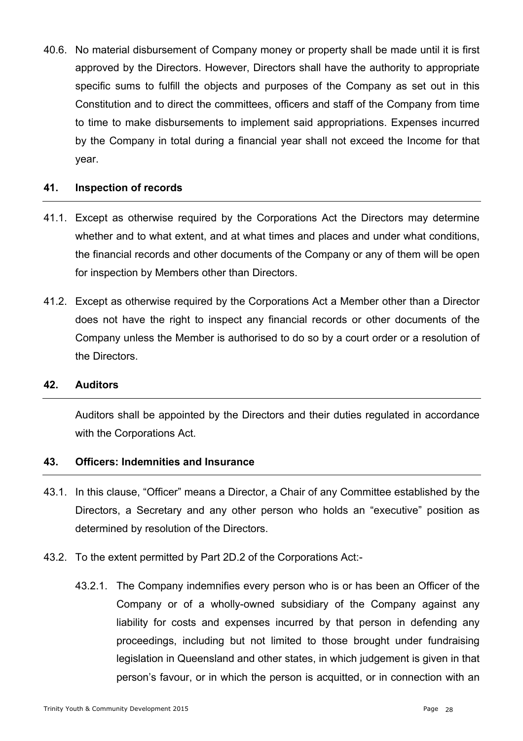40.6. No material disbursement of Company money or property shall be made until it is first approved by the Directors. However, Directors shall have the authority to appropriate specific sums to fulfill the objects and purposes of the Company as set out in this Constitution and to direct the committees, officers and staff of the Company from time to time to make disbursements to implement said appropriations. Expenses incurred by the Company in total during a financial year shall not exceed the Income for that year.

## 41. Inspection of records

41.1. Except as otherwise required by the Corporations Act the Directors may determine whether and to what extent, and at what times and places and under what conditions, the financial records and other documents of the Company or any of them will be open for inspection by Members other than Directors.

41.2. Except as otherwise required by the Corporations Act a Member other than a Director does not have the right to inspect any financial records or other documents of the Company unless the Member is authorised to do so by a court order or a resolution of the Directors.

## 42. Auditors

Auditors shall be appointed by the Directors and their duties regulated in accordance with the Corporations Act.

## 43. Officers: Indemnities and Insurance

43.1. In this clause, "Officer" means a Director, a Chair of any Committee established by the Directors, a Secretary and any other person who holds an "executive" position as determined by resolution of the Directors.

43.2. To the extent permitted by Part 2D.2 of the Corporations Act:-

43.2.1. The Company indemnifies every person who is or has been an Officer of the Company or of a wholly-owned subsidiary of the Company against any liability for costs and expenses incurred by that person in defending any proceedings, including but not limited to those brought under fundraising legislation in Queensland and other states, in which judgement is given in that person's favour, or in which the person is acquitted, or in connection with an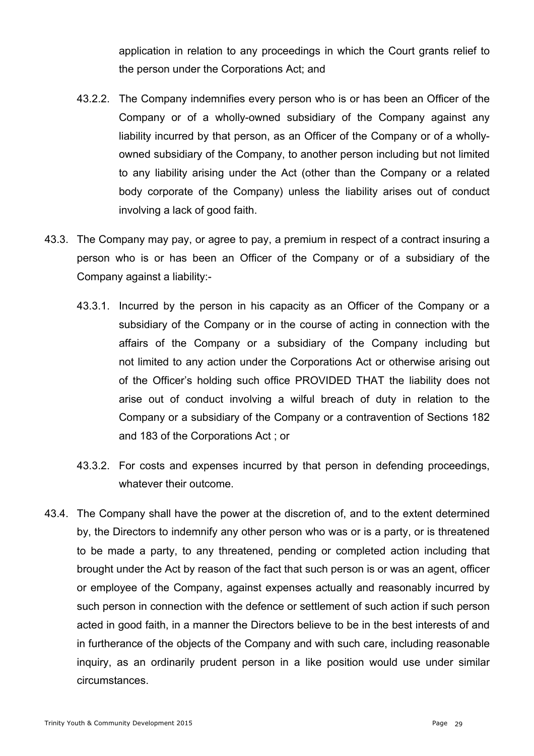application in relation to any proceedings in which the Court grants relief to the person under the Corporations Act; and

43.2.2. The Company indemnifies every person who is or has been an Officer of the Company or of a wholly-owned subsidiary of the Company against any liability incurred by that person, as an Officer of the Company or of a wholly-owned subsidiary of the Company, to another person including but not limited to any liability arising under the Act (other than the Company or a related body corporate of the Company) unless the liability arises out of conduct involving a lack of good faith.

43.3. The Company may pay, or agree to pay, a premium in respect of a contract insuring a person who is or has been an Officer of the Company or of a subsidiary of the Company against a liability:-

43.3.1. Incurred by the person in his capacity as an Officer of the Company or a subsidiary of the Company or in the course of acting in connection with the affairs of the Company or a subsidiary of the Company including but not limited to any action under the Corporations Act or otherwise arising out of the Officer's holding such office PROVIDED THAT the liability does not arise out of conduct involving a wilful breach of duty in relation to the Company or a subsidiary of the Company or a contravention of Sections 182 and 183 of the Corporations Act ; or

43.3.2. For costs and expenses incurred by that person in defending proceedings, whatever their outcome.

43.4. The Company shall have the power at the discretion of, and to the extent determined by, the Directors to indemnify any other person who was or is a party, or is threatened to be made a party, to any threatened, pending or completed action including that brought under the Act by reason of the fact that such person is or was an agent, officer or employee of the Company, against expenses actually and reasonably incurred by such person in connection with the defence or settlement of such action if such person acted in good faith, in a manner the Directors believe to be in the best interests of and in furtherance of the objects of the Company and with such care, including reasonable inquiry, as an ordinarily prudent person in a like position would use under similar circumstances.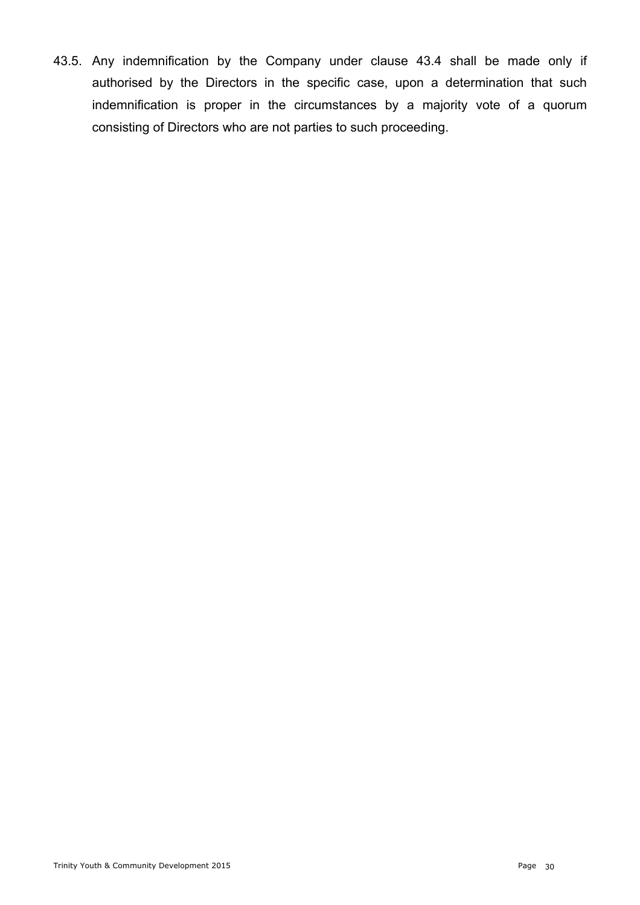43.5. Any indemnification by the Company under clause 43.4 shall be made only if authorised by the Directors in the specific case, upon a determination that such indemnification is proper in the circumstances by a majority vote of a quorum consisting of Directors who are not parties to such proceeding.